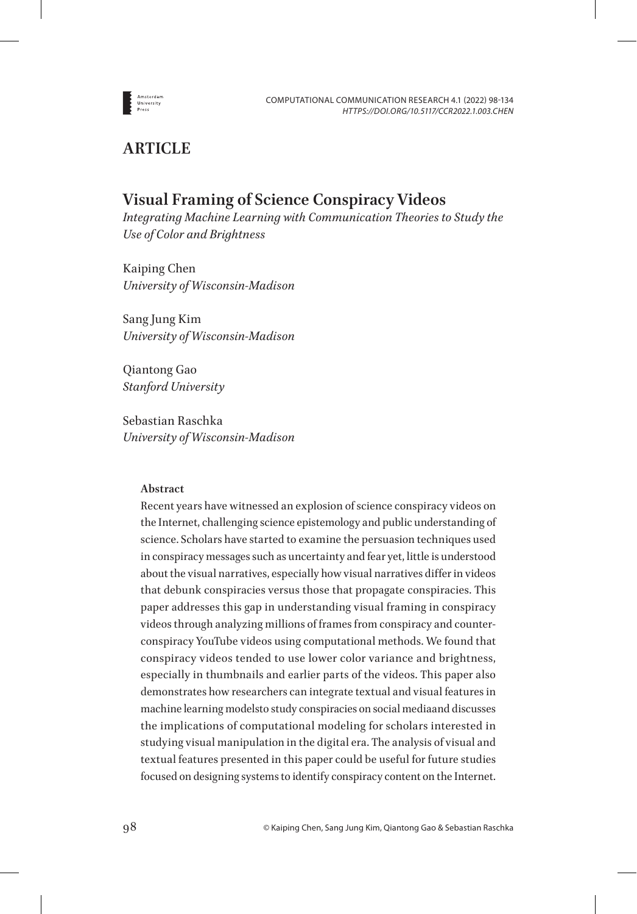## ARTICLE

# Visual Framing of Science Conspiracy Videos

*Integrating Machine Learning with Communication Theories to Study the Use of Color and Brightness*

Kaiping Chen
*University of Wisconsin-Madison*

Sang Jung Kim
*University of Wisconsin-Madison*

Qiantong Gao
*Stanford University*

Sebastian Raschka
*University of Wisconsin-Madison*

**Abstract**

Recent years have witnessed an explosion of science conspiracy videos on the Internet, challenging science epistemology and public understanding of science. Scholars have started to examine the persuasion techniques used in conspiracy messages such as uncertainty and fear yet, little is understood about the visual narratives, especially how visual narratives differ in videos that debunk conspiracies versus those that propagate conspiracies. This paper addresses this gap in understanding visual framing in conspiracy videos through analyzing millions of frames from conspiracy and counter-conspiracy YouTube videos using computational methods. We found that conspiracy videos tended to use lower color variance and brightness, especially in thumbnails and earlier parts of the videos. This paper also demonstrates how researchers can integrate textual and visual features in machine learning modelsto study conspiracies on social mediaand discusses the implications of computational modeling for scholars interested in studying visual manipulation in the digital era. The analysis of visual and textual features presented in this paper could be useful for future studies focused on designing systems to identify conspiracy content on the Internet.

© Kaiping Chen, Sang Jung Kim, Qiantong Gao & Sebastian Raschka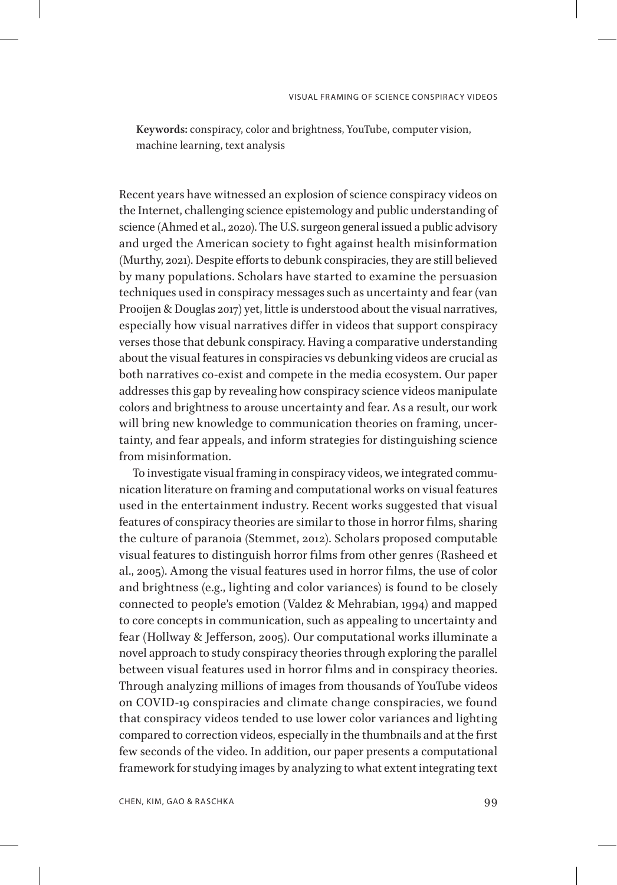**Keywords:** conspiracy, color and brightness, YouTube, computer vision, machine learning, text analysis

Recent years have witnessed an explosion of science conspiracy videos on the Internet, challenging science epistemology and public understanding of science (Ahmed et al., 2020). The U.S. surgeon general issued a public advisory and urged the American society to fight against health misinformation (Murthy, 2021). Despite efforts to debunk conspiracies, they are still believed by many populations. Scholars have started to examine the persuasion techniques used in conspiracy messages such as uncertainty and fear (van Prooijen & Douglas 2017) yet, little is understood about the visual narratives, especially how visual narratives differ in videos that support conspiracy verses those that debunk conspiracy. Having a comparative understanding about the visual features in conspiracies vs debunking videos are crucial as both narratives co-exist and compete in the media ecosystem. Our paper addresses this gap by revealing how conspiracy science videos manipulate colors and brightness to arouse uncertainty and fear. As a result, our work will bring new knowledge to communication theories on framing, uncertainty, and fear appeals, and inform strategies for distinguishing science from misinformation.

To investigate visual framing in conspiracy videos, we integrated communication literature on framing and computational works on visual features used in the entertainment industry. Recent works suggested that visual features of conspiracy theories are similar to those in horror films, sharing the culture of paranoia (Stemmet, 2012). Scholars proposed computable visual features to distinguish horror films from other genres (Rasheed et al., 2005). Among the visual features used in horror films, the use of color and brightness (e.g., lighting and color variances) is found to be closely connected to people's emotion (Valdez & Mehrabian, 1994) and mapped to core concepts in communication, such as appealing to uncertainty and fear (Hollway & Jefferson, 2005). Our computational works illuminate a novel approach to study conspiracy theories through exploring the parallel between visual features used in horror films and in conspiracy theories. Through analyzing millions of images from thousands of YouTube videos on COVID-19 conspiracies and climate change conspiracies, we found that conspiracy videos tended to use lower color variances and lighting compared to correction videos, especially in the thumbnails and at the first few seconds of the video. In addition, our paper presents a computational framework for studying images by analyzing to what extent integrating text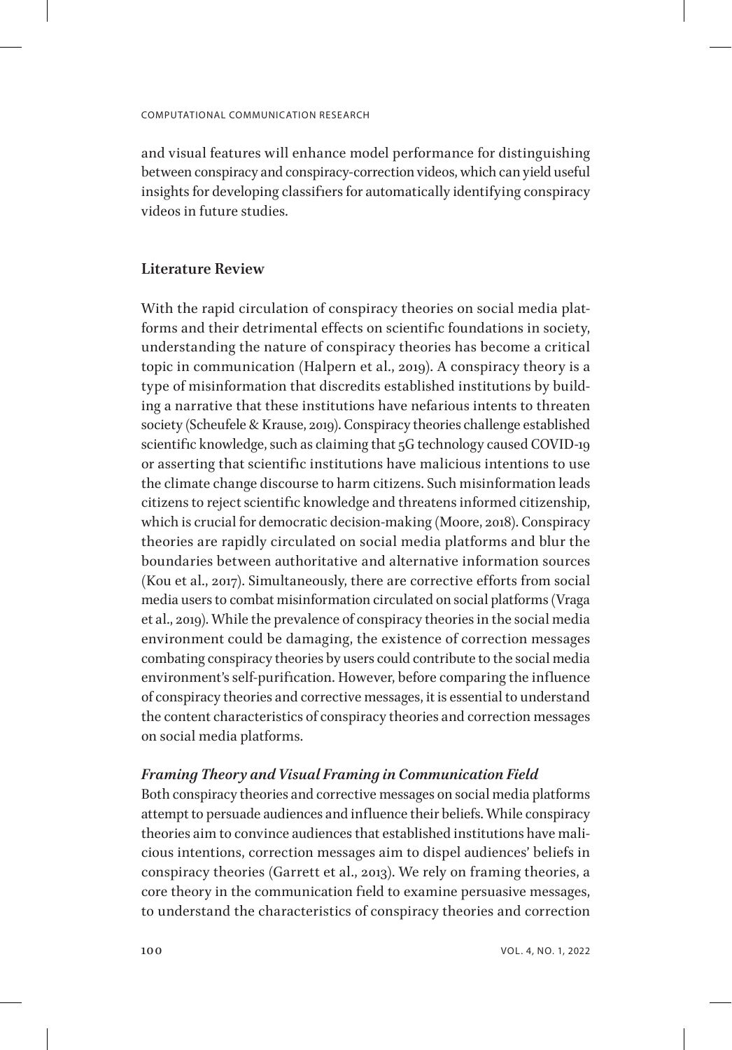and visual features will enhance model performance for distinguishing between conspiracy and conspiracy-correction videos, which can yield useful insights for developing classifiers for automatically identifying conspiracy videos in future studies.

## Literature Review

With the rapid circulation of conspiracy theories on social media platforms and their detrimental effects on scientific foundations in society, understanding the nature of conspiracy theories has become a critical topic in communication (Halpern et al., 2019). A conspiracy theory is a type of misinformation that discredits established institutions by building a narrative that these institutions have nefarious intents to threaten society (Scheufele & Krause, 2019). Conspiracy theories challenge established scientific knowledge, such as claiming that 5G technology caused COVID-19 or asserting that scientific institutions have malicious intentions to use the climate change discourse to harm citizens. Such misinformation leads citizens to reject scientific knowledge and threatens informed citizenship, which is crucial for democratic decision-making (Moore, 2018). Conspiracy theories are rapidly circulated on social media platforms and blur the boundaries between authoritative and alternative information sources (Kou et al., 2017). Simultaneously, there are corrective efforts from social media users to combat misinformation circulated on social platforms (Vraga et al., 2019). While the prevalence of conspiracy theories in the social media environment could be damaging, the existence of correction messages combating conspiracy theories by users could contribute to the social media environment's self-purification. However, before comparing the influence of conspiracy theories and corrective messages, it is essential to understand the content characteristics of conspiracy theories and correction messages on social media platforms.

### *Framing Theory and Visual Framing in Communication Field*

Both conspiracy theories and corrective messages on social media platforms attempt to persuade audiences and influence their beliefs. While conspiracy theories aim to convince audiences that established institutions have malicious intentions, correction messages aim to dispel audiences' beliefs in conspiracy theories (Garrett et al., 2013). We rely on framing theories, a core theory in the communication field to examine persuasive messages, to understand the characteristics of conspiracy theories and correction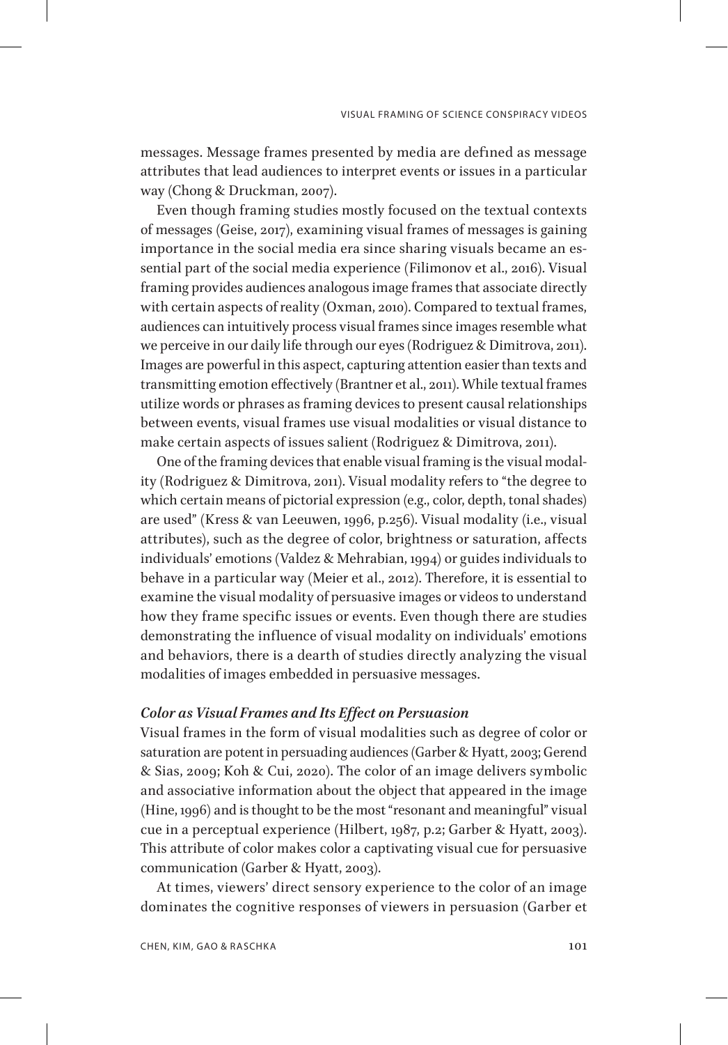messages. Message frames presented by media are defined as message attributes that lead audiences to interpret events or issues in a particular way (Chong & Druckman, 2007).

Even though framing studies mostly focused on the textual contexts of messages (Geise, 2017), examining visual frames of messages is gaining importance in the social media era since sharing visuals became an essential part of the social media experience (Filimonov et al., 2016). Visual framing provides audiences analogous image frames that associate directly with certain aspects of reality (Oxman, 2010). Compared to textual frames, audiences can intuitively process visual frames since images resemble what we perceive in our daily life through our eyes (Rodriguez & Dimitrova, 2011). Images are powerful in this aspect, capturing attention easier than texts and transmitting emotion effectively (Brantner et al., 2011). While textual frames utilize words or phrases as framing devices to present causal relationships between events, visual frames use visual modalities or visual distance to make certain aspects of issues salient (Rodriguez & Dimitrova, 2011).

One of the framing devices that enable visual framing is the visual modality (Rodriguez & Dimitrova, 2011). Visual modality refers to "the degree to which certain means of pictorial expression (e.g., color, depth, tonal shades) are used" (Kress & van Leeuwen, 1996, p.256). Visual modality (i.e., visual attributes), such as the degree of color, brightness or saturation, affects individuals' emotions (Valdez & Mehrabian, 1994) or guides individuals to behave in a particular way (Meier et al., 2012). Therefore, it is essential to examine the visual modality of persuasive images or videos to understand how they frame specific issues or events. Even though there are studies demonstrating the influence of visual modality on individuals' emotions and behaviors, there is a dearth of studies directly analyzing the visual modalities of images embedded in persuasive messages.

### *Color as Visual Frames and Its Effect on Persuasion*

Visual frames in the form of visual modalities such as degree of color or saturation are potent in persuading audiences (Garber & Hyatt, 2003; Gerend & Sias, 2009; Koh & Cui, 2020). The color of an image delivers symbolic and associative information about the object that appeared in the image (Hine, 1996) and is thought to be the most "resonant and meaningful" visual cue in a perceptual experience (Hilbert, 1987, p.2; Garber & Hyatt, 2003). This attribute of color makes color a captivating visual cue for persuasive communication (Garber & Hyatt, 2003).

At times, viewers' direct sensory experience to the color of an image dominates the cognitive responses of viewers in persuasion (Garber et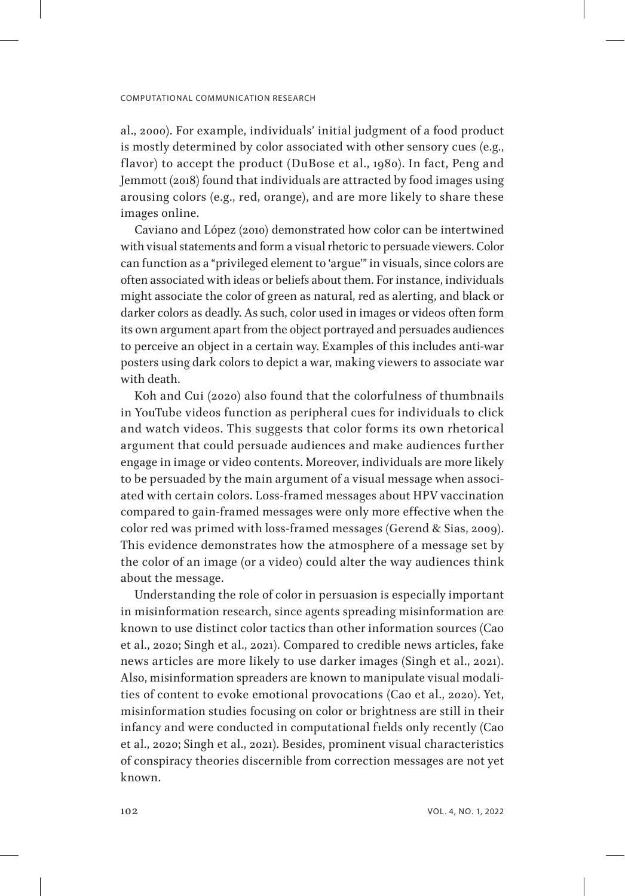al., 2000). For example, individuals' initial judgment of a food product is mostly determined by color associated with other sensory cues (e.g., flavor) to accept the product (DuBose et al., 1980). In fact, Peng and Jemmott (2018) found that individuals are attracted by food images using arousing colors (e.g., red, orange), and are more likely to share these images online.

Caviano and López (2010) demonstrated how color can be intertwined with visual statements and form a visual rhetoric to persuade viewers. Color can function as a "privileged element to 'argue'" in visuals, since colors are often associated with ideas or beliefs about them. For instance, individuals might associate the color of green as natural, red as alerting, and black or darker colors as deadly. As such, color used in images or videos often form its own argument apart from the object portrayed and persuades audiences to perceive an object in a certain way. Examples of this includes anti-war posters using dark colors to depict a war, making viewers to associate war with death.

Koh and Cui (2020) also found that the colorfulness of thumbnails in YouTube videos function as peripheral cues for individuals to click and watch videos. This suggests that color forms its own rhetorical argument that could persuade audiences and make audiences further engage in image or video contents. Moreover, individuals are more likely to be persuaded by the main argument of a visual message when associated with certain colors. Loss-framed messages about HPV vaccination compared to gain-framed messages were only more effective when the color red was primed with loss-framed messages (Gerend & Sias, 2009). This evidence demonstrates how the atmosphere of a message set by the color of an image (or a video) could alter the way audiences think about the message.

Understanding the role of color in persuasion is especially important in misinformation research, since agents spreading misinformation are known to use distinct color tactics than other information sources (Cao et al., 2020; Singh et al., 2021). Compared to credible news articles, fake news articles are more likely to use darker images (Singh et al., 2021). Also, misinformation spreaders are known to manipulate visual modalities of content to evoke emotional provocations (Cao et al., 2020). Yet, misinformation studies focusing on color or brightness are still in their infancy and were conducted in computational fields only recently (Cao et al., 2020; Singh et al., 2021). Besides, prominent visual characteristics of conspiracy theories discernible from correction messages are not yet known.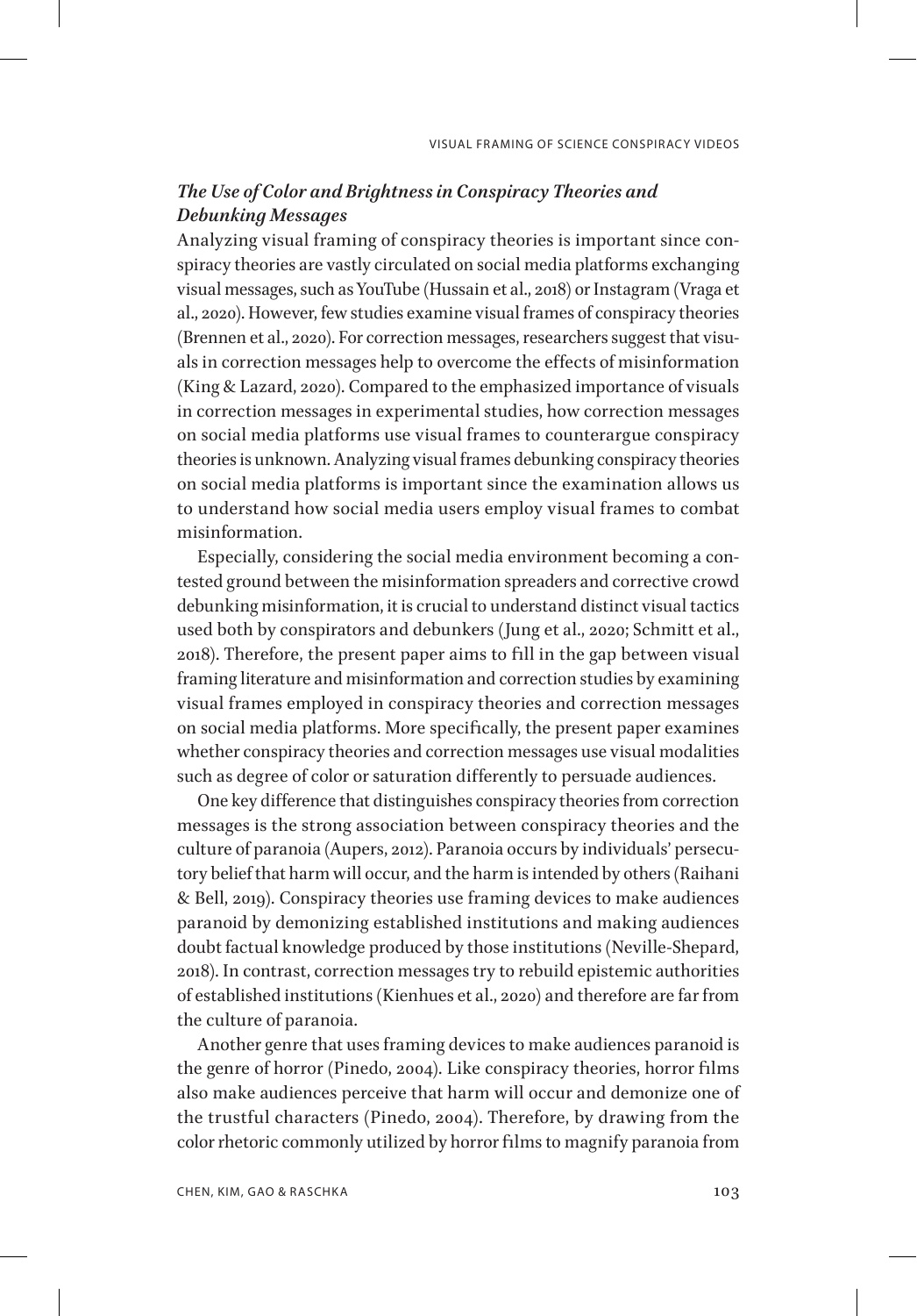### *The Use of Color and Brightness in Conspiracy Theories and Debunking Messages*

Analyzing visual framing of conspiracy theories is important since conspiracy theories are vastly circulated on social media platforms exchanging visual messages, such as YouTube (Hussain et al., 2018) or Instagram (Vraga et al., 2020). However, few studies examine visual frames of conspiracy theories (Brennen et al., 2020). For correction messages, researchers suggest that visuals in correction messages help to overcome the effects of misinformation (King & Lazard, 2020). Compared to the emphasized importance of visuals in correction messages in experimental studies, how correction messages on social media platforms use visual frames to counterargue conspiracy theories is unknown. Analyzing visual frames debunking conspiracy theories on social media platforms is important since the examination allows us to understand how social media users employ visual frames to combat misinformation.

Especially, considering the social media environment becoming a contested ground between the misinformation spreaders and corrective crowd debunking misinformation, it is crucial to understand distinct visual tactics used both by conspirators and debunkers (Jung et al., 2020; Schmitt et al., 2018). Therefore, the present paper aims to fill in the gap between visual framing literature and misinformation and correction studies by examining visual frames employed in conspiracy theories and correction messages on social media platforms. More specifically, the present paper examines whether conspiracy theories and correction messages use visual modalities such as degree of color or saturation differently to persuade audiences.

One key difference that distinguishes conspiracy theories from correction messages is the strong association between conspiracy theories and the culture of paranoia (Aupers, 2012). Paranoia occurs by individuals' persecutory belief that harm will occur, and the harm is intended by others (Raihani & Bell, 2019). Conspiracy theories use framing devices to make audiences paranoid by demonizing established institutions and making audiences doubt factual knowledge produced by those institutions (Neville-Shepard, 2018). In contrast, correction messages try to rebuild epistemic authorities of established institutions (Kienhues et al., 2020) and therefore are far from the culture of paranoia.

Another genre that uses framing devices to make audiences paranoid is the genre of horror (Pinedo, 2004). Like conspiracy theories, horror films also make audiences perceive that harm will occur and demonize one of the trustful characters (Pinedo, 2004). Therefore, by drawing from the color rhetoric commonly utilized by horror films to magnify paranoia from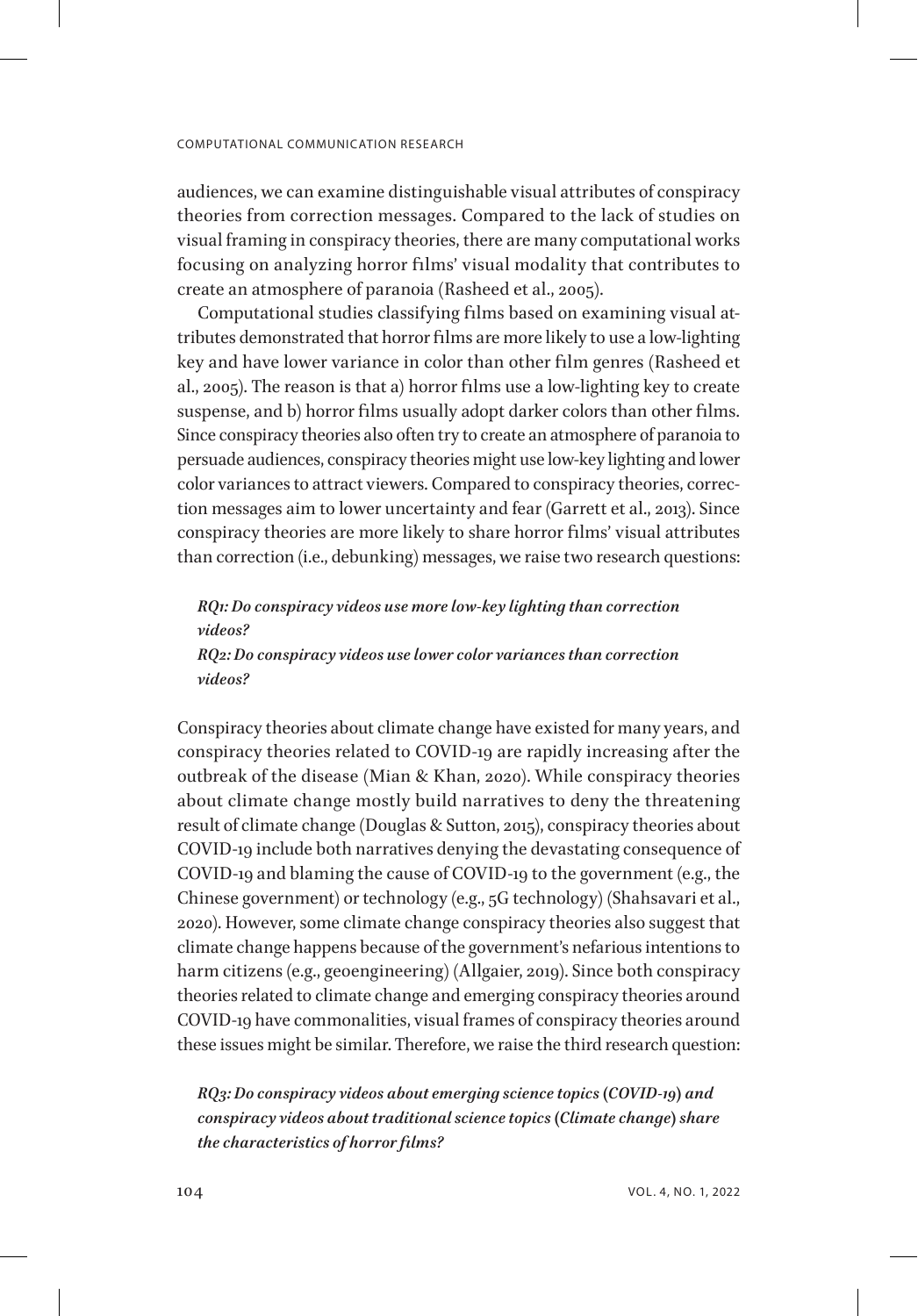audiences, we can examine distinguishable visual attributes of conspiracy theories from correction messages. Compared to the lack of studies on visual framing in conspiracy theories, there are many computational works focusing on analyzing horror films' visual modality that contributes to create an atmosphere of paranoia (Rasheed et al., 2005).

Computational studies classifying films based on examining visual attributes demonstrated that horror films are more likely to use a low-lighting key and have lower variance in color than other film genres (Rasheed et al., 2005). The reason is that a) horror films use a low-lighting key to create suspense, and b) horror films usually adopt darker colors than other films. Since conspiracy theories also often try to create an atmosphere of paranoia to persuade audiences, conspiracy theories might use low-key lighting and lower color variances to attract viewers. Compared to conspiracy theories, correction messages aim to lower uncertainty and fear (Garrett et al., 2013). Since conspiracy theories are more likely to share horror films' visual attributes than correction (i.e., debunking) messages, we raise two research questions:

***RQ1: Do conspiracy videos use more low-key lighting than correction videos?***
***RQ2: Do conspiracy videos use lower color variances than correction videos?***

Conspiracy theories about climate change have existed for many years, and conspiracy theories related to COVID-19 are rapidly increasing after the outbreak of the disease (Mian & Khan, 2020). While conspiracy theories about climate change mostly build narratives to deny the threatening result of climate change (Douglas & Sutton, 2015), conspiracy theories about COVID-19 include both narratives denying the devastating consequence of COVID-19 and blaming the cause of COVID-19 to the government (e.g., the Chinese government) or technology (e.g., 5G technology) (Shahsavari et al., 2020). However, some climate change conspiracy theories also suggest that climate change happens because of the government's nefarious intentions to harm citizens (e.g., geoengineering) (Allgaier, 2019). Since both conspiracy theories related to climate change and emerging conspiracy theories around COVID-19 have commonalities, visual frames of conspiracy theories around these issues might be similar. Therefore, we raise the third research question:

***RQ3: Do conspiracy videos about emerging science topics (COVID-19) and conspiracy videos about traditional science topics (Climate change) share the characteristics of horror films?***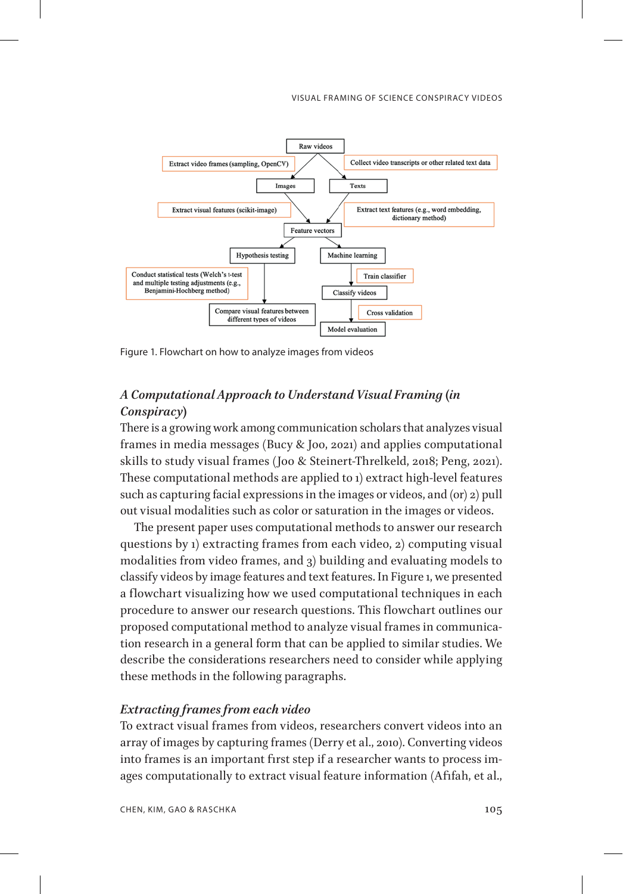Figure 1. Flowchart on how to analyze images from videos

### *A Computational Approach to Understand Visual Framing (in Conspiracy)*

There is a growing work among communication scholars that analyzes visual frames in media messages (Bucy & Joo, 2021) and applies computational skills to study visual frames (Joo & Steinert-Threlkeld, 2018; Peng, 2021). These computational methods are applied to 1) extract high-level features such as capturing facial expressions in the images or videos, and (or) 2) pull out visual modalities such as color or saturation in the images or videos.

The present paper uses computational methods to answer our research questions by 1) extracting frames from each video, 2) computing visual modalities from video frames, and 3) building and evaluating models to classify videos by image features and text features. In Figure 1, we presented a flowchart visualizing how we used computational techniques in each procedure to answer our research questions. This flowchart outlines our proposed computational method to analyze visual frames in communication research in a general form that can be applied to similar studies. We describe the considerations researchers need to consider while applying these methods in the following paragraphs.

### *Extracting frames from each video*

To extract visual frames from videos, researchers convert videos into an array of images by capturing frames (Derry et al., 2010). Converting videos into frames is an important first step if a researcher wants to process images computationally to extract visual feature information (Afifah, et al.,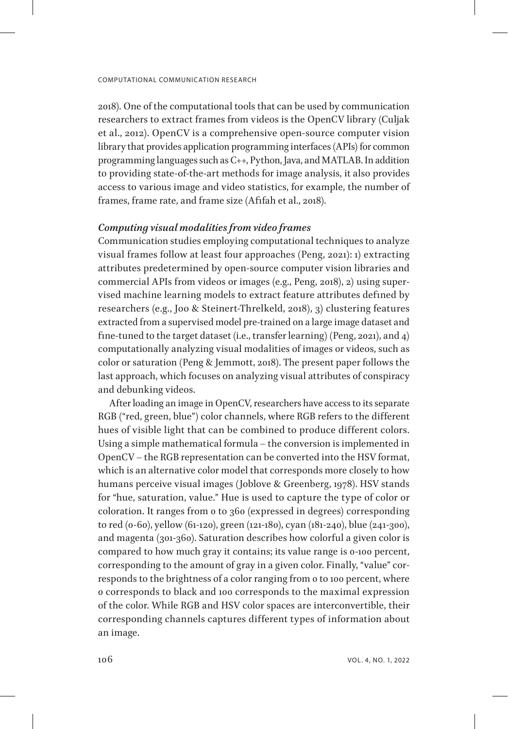2018). One of the computational tools that can be used by communication researchers to extract frames from videos is the OpenCV library (Culjak et al., 2012). OpenCV is a comprehensive open-source computer vision library that provides application programming interfaces (APIs) for common programming languages such as C++, Python, Java, and MATLAB. In addition to providing state-of-the-art methods for image analysis, it also provides access to various image and video statistics, for example, the number of frames, frame rate, and frame size (Afifah et al., 2018).

### *Computing visual modalities from video frames*

Communication studies employing computational techniques to analyze visual frames follow at least four approaches (Peng, 2021): 1) extracting attributes predetermined by open-source computer vision libraries and commercial APIs from videos or images (e.g., Peng, 2018), 2) using supervised machine learning models to extract feature attributes defined by researchers (e.g., Joo & Steinert-Threlkeld, 2018), 3) clustering features extracted from a supervised model pre-trained on a large image dataset and fine-tuned to the target dataset (i.e., transfer learning) (Peng, 2021), and 4) computationally analyzing visual modalities of images or videos, such as color or saturation (Peng & Jemmott, 2018). The present paper follows the last approach, which focuses on analyzing visual attributes of conspiracy and debunking videos.

After loading an image in OpenCV, researchers have access to its separate RGB ("red, green, blue") color channels, where RGB refers to the different hues of visible light that can be combined to produce different colors. Using a simple mathematical formula – the conversion is implemented in OpenCV – the RGB representation can be converted into the HSV format, which is an alternative color model that corresponds more closely to how humans perceive visual images (Joblove & Greenberg, 1978). HSV stands for "hue, saturation, value." Hue is used to capture the type of color or coloration. It ranges from 0 to 360 (expressed in degrees) corresponding to red (0-60), yellow (61-120), green (121-180), cyan (181-240), blue (241-300), and magenta (301-360). Saturation describes how colorful a given color is compared to how much gray it contains; its value range is 0-100 percent, corresponding to the amount of gray in a given color. Finally, "value" corresponds to the brightness of a color ranging from 0 to 100 percent, where 0 corresponds to black and 100 corresponds to the maximal expression of the color. While RGB and HSV color spaces are interconvertible, their corresponding channels captures different types of information about an image.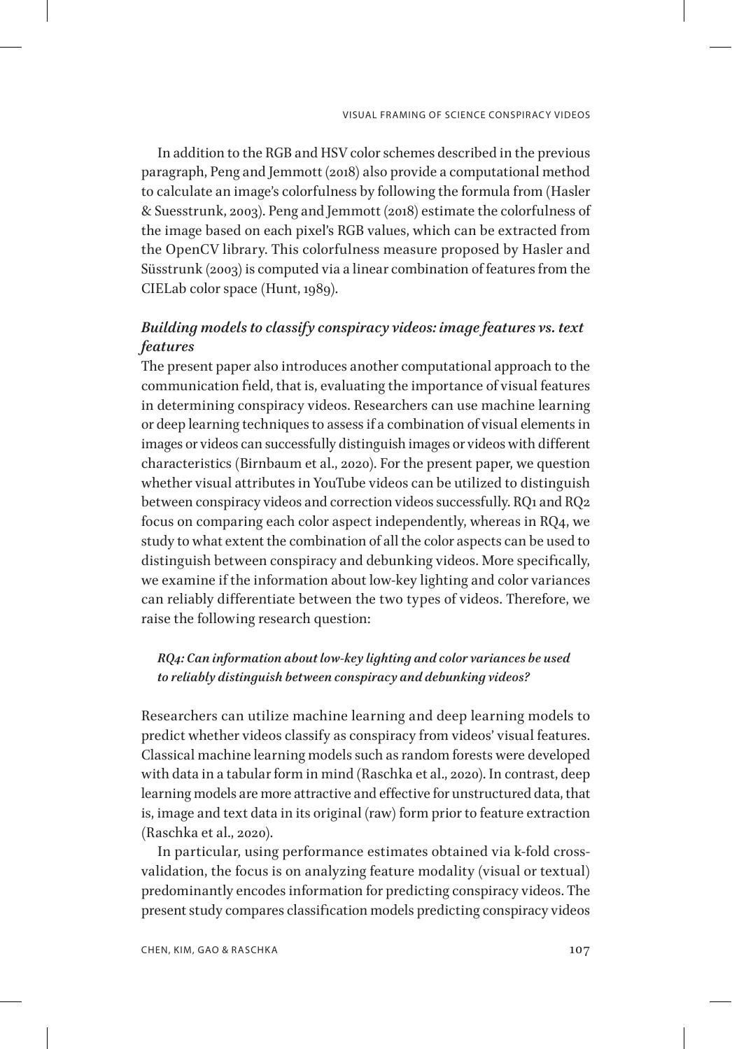In addition to the RGB and HSV color schemes described in the previous paragraph, Peng and Jemmott (2018) also provide a computational method to calculate an image's colorfulness by following the formula from (Hasler & Suesstrunk, 2003). Peng and Jemmott (2018) estimate the colorfulness of the image based on each pixel's RGB values, which can be extracted from the OpenCV library. This colorfulness measure proposed by Hasler and Süsstrunk (2003) is computed via a linear combination of features from the CIELab color space (Hunt, 1989).

### *Building models to classify conspiracy videos: image features vs. text features*

The present paper also introduces another computational approach to the communication field, that is, evaluating the importance of visual features in determining conspiracy videos. Researchers can use machine learning or deep learning techniques to assess if a combination of visual elements in images or videos can successfully distinguish images or videos with different characteristics (Birnbaum et al., 2020). For the present paper, we question whether visual attributes in YouTube videos can be utilized to distinguish between conspiracy videos and correction videos successfully. RQ1 and RQ2 focus on comparing each color aspect independently, whereas in RQ4, we study to what extent the combination of all the color aspects can be used to distinguish between conspiracy and debunking videos. More specifically, we examine if the information about low-key lighting and color variances can reliably differentiate between the two types of videos. Therefore, we raise the following research question:

> ***RQ4: Can information about low-key lighting and color variances be used to reliably distinguish between conspiracy and debunking videos?***

Researchers can utilize machine learning and deep learning models to predict whether videos classify as conspiracy from videos' visual features. Classical machine learning models such as random forests were developed with data in a tabular form in mind (Raschka et al., 2020). In contrast, deep learning models are more attractive and effective for unstructured data, that is, image and text data in its original (raw) form prior to feature extraction (Raschka et al., 2020).

In particular, using performance estimates obtained via k-fold cross-validation, the focus is on analyzing feature modality (visual or textual) predominantly encodes information for predicting conspiracy videos. The present study compares classification models predicting conspiracy videos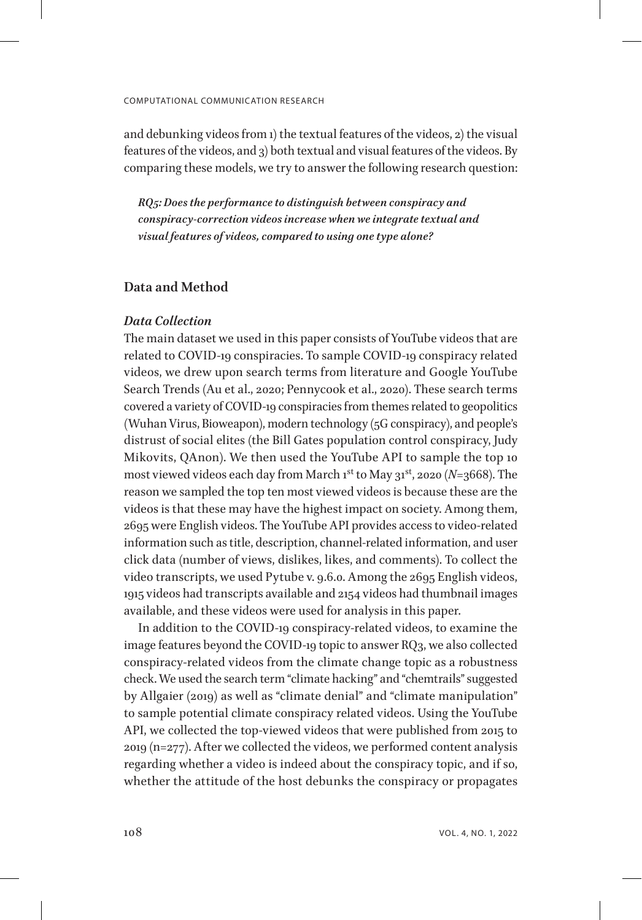and debunking videos from 1) the textual features of the videos, 2) the visual features of the videos, and 3) both textual and visual features of the videos. By comparing these models, we try to answer the following research question:

> ***RQ5: Does the performance to distinguish between conspiracy and conspiracy-correction videos increase when we integrate textual and visual features of videos, compared to using one type alone?***

## Data and Method

### *Data Collection*

The main dataset we used in this paper consists of YouTube videos that are related to COVID-19 conspiracies. To sample COVID-19 conspiracy related videos, we drew upon search terms from literature and Google YouTube Search Trends (Au et al., 2020; Pennycook et al., 2020). These search terms covered a variety of COVID-19 conspiracies from themes related to geopolitics (Wuhan Virus, Bioweapon), modern technology (5G conspiracy), and people's distrust of social elites (the Bill Gates population control conspiracy, Judy Mikovits, QAnon). We then used the YouTube API to sample the top 10 most viewed videos each day from March 1st to May 31st, 2020 (*N*=3668). The reason we sampled the top ten most viewed videos is because these are the videos is that these may have the highest impact on society. Among them, 2695 were English videos. The YouTube API provides access to video-related information such as title, description, channel-related information, and user click data (number of views, dislikes, likes, and comments). To collect the video transcripts, we used Pytube v. 9.6.0. Among the 2695 English videos, 1915 videos had transcripts available and 2154 videos had thumbnail images available, and these videos were used for analysis in this paper.

In addition to the COVID-19 conspiracy-related videos, to examine the image features beyond the COVID-19 topic to answer RQ3, we also collected conspiracy-related videos from the climate change topic as a robustness check. We used the search term "climate hacking" and "chemtrails" suggested by Allgaier (2019) as well as "climate denial" and "climate manipulation" to sample potential climate conspiracy related videos. Using the YouTube API, we collected the top-viewed videos that were published from 2015 to 2019 (n=277). After we collected the videos, we performed content analysis regarding whether a video is indeed about the conspiracy topic, and if so, whether the attitude of the host debunks the conspiracy or propagates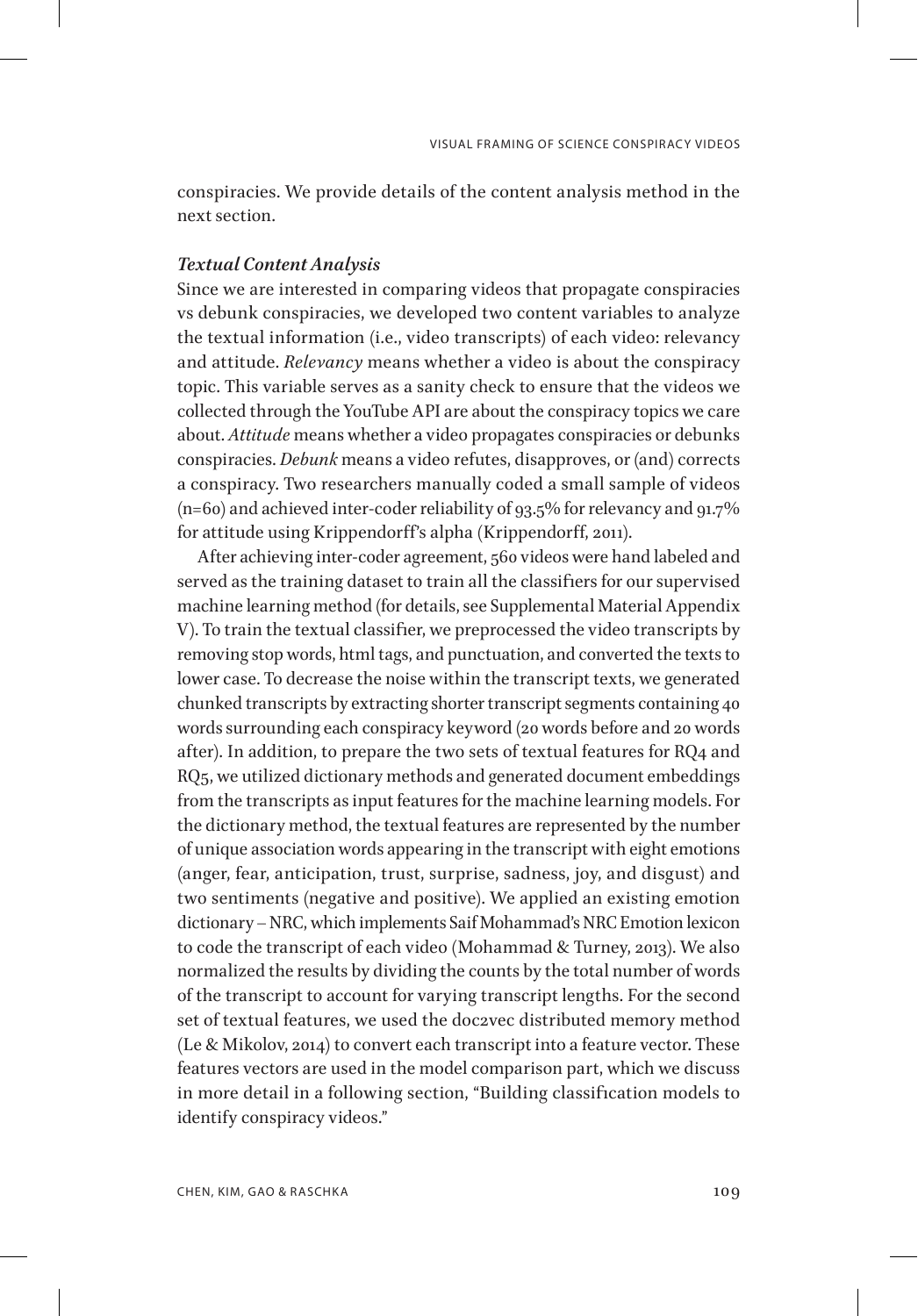conspiracies. We provide details of the content analysis method in the next section.

### *Textual Content Analysis*

Since we are interested in comparing videos that propagate conspiracies vs debunk conspiracies, we developed two content variables to analyze the textual information (i.e., video transcripts) of each video: relevancy and attitude. *Relevancy* means whether a video is about the conspiracy topic. This variable serves as a sanity check to ensure that the videos we collected through the YouTube API are about the conspiracy topics we care about. *Attitude* means whether a video propagates conspiracies or debunks conspiracies. *Debunk* means a video refutes, disapproves, or (and) corrects a conspiracy. Two researchers manually coded a small sample of videos (n=60) and achieved inter-coder reliability of 93.5% for relevancy and 91.7% for attitude using Krippendorff's alpha (Krippendorff, 2011).

After achieving inter-coder agreement, 560 videos were hand labeled and served as the training dataset to train all the classifiers for our supervised machine learning method (for details, see Supplemental Material Appendix V). To train the textual classifier, we preprocessed the video transcripts by removing stop words, html tags, and punctuation, and converted the texts to lower case. To decrease the noise within the transcript texts, we generated chunked transcripts by extracting shorter transcript segments containing 40 words surrounding each conspiracy keyword (20 words before and 20 words after). In addition, to prepare the two sets of textual features for RQ4 and RQ5, we utilized dictionary methods and generated document embeddings from the transcripts as input features for the machine learning models. For the dictionary method, the textual features are represented by the number of unique association words appearing in the transcript with eight emotions (anger, fear, anticipation, trust, surprise, sadness, joy, and disgust) and two sentiments (negative and positive). We applied an existing emotion dictionary – NRC, which implements Saif Mohammad's NRC Emotion lexicon to code the transcript of each video (Mohammad & Turney, 2013). We also normalized the results by dividing the counts by the total number of words of the transcript to account for varying transcript lengths. For the second set of textual features, we used the doc2vec distributed memory method (Le & Mikolov, 2014) to convert each transcript into a feature vector. These features vectors are used in the model comparison part, which we discuss in more detail in a following section, "Building classification models to identify conspiracy videos."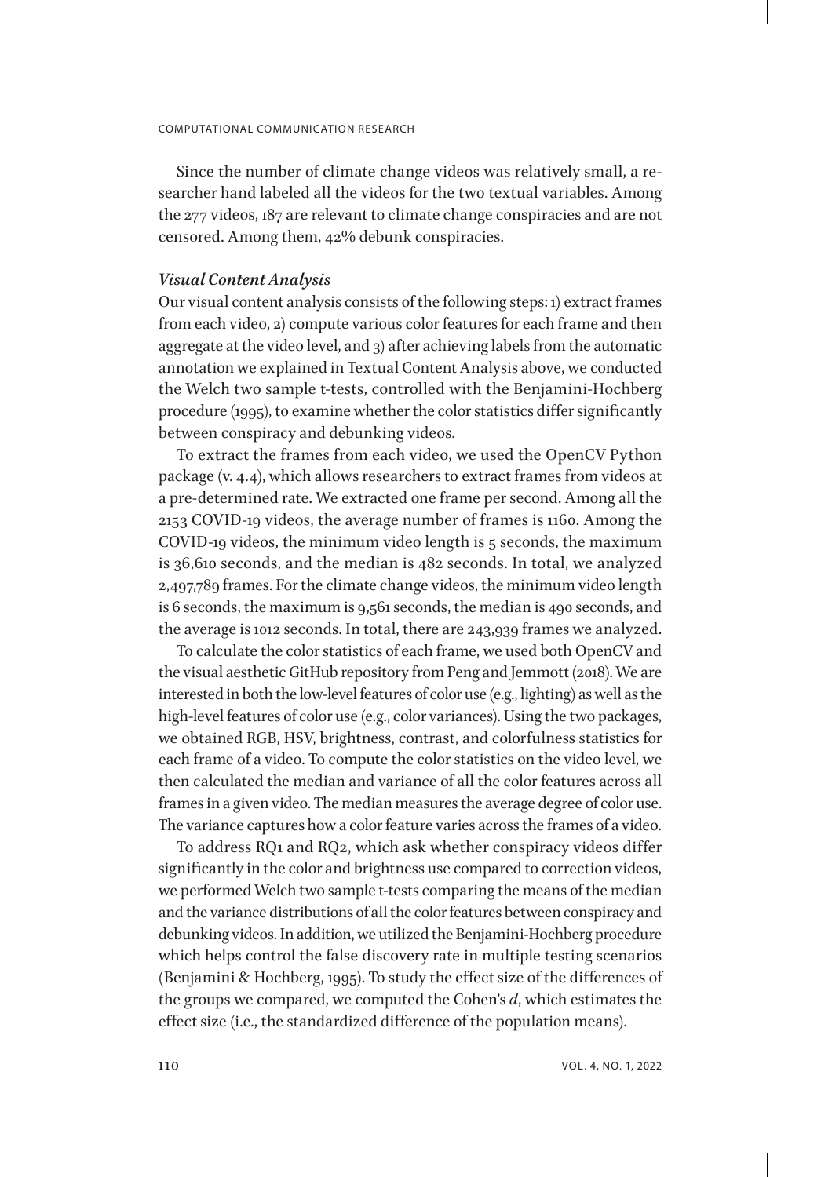Since the number of climate change videos was relatively small, a researcher hand labeled all the videos for the two textual variables. Among the 277 videos, 187 are relevant to climate change conspiracies and are not censored. Among them, 42% debunk conspiracies.

### *Visual Content Analysis*

Our visual content analysis consists of the following steps: 1) extract frames from each video, 2) compute various color features for each frame and then aggregate at the video level, and 3) after achieving labels from the automatic annotation we explained in Textual Content Analysis above, we conducted the Welch two sample t-tests, controlled with the Benjamini-Hochberg procedure (1995), to examine whether the color statistics differ significantly between conspiracy and debunking videos.

To extract the frames from each video, we used the OpenCV Python package (v. 4.4), which allows researchers to extract frames from videos at a pre-determined rate. We extracted one frame per second. Among all the 2153 COVID-19 videos, the average number of frames is 1160. Among the COVID-19 videos, the minimum video length is 5 seconds, the maximum is 36,610 seconds, and the median is 482 seconds. In total, we analyzed 2,497,789 frames. For the climate change videos, the minimum video length is 6 seconds, the maximum is 9,561 seconds, the median is 490 seconds, and the average is 1012 seconds. In total, there are 243,939 frames we analyzed.

To calculate the color statistics of each frame, we used both OpenCV and the visual aesthetic GitHub repository from Peng and Jemmott (2018). We are interested in both the low-level features of color use (e.g., lighting) as well as the high-level features of color use (e.g., color variances). Using the two packages, we obtained RGB, HSV, brightness, contrast, and colorfulness statistics for each frame of a video. To compute the color statistics on the video level, we then calculated the median and variance of all the color features across all frames in a given video. The median measures the average degree of color use. The variance captures how a color feature varies across the frames of a video.

To address RQ1 and RQ2, which ask whether conspiracy videos differ significantly in the color and brightness use compared to correction videos, we performed Welch two sample t-tests comparing the means of the median and the variance distributions of all the color features between conspiracy and debunking videos. In addition, we utilized the Benjamini-Hochberg procedure which helps control the false discovery rate in multiple testing scenarios (Benjamini & Hochberg, 1995). To study the effect size of the differences of the groups we compared, we computed the Cohen's *d*, which estimates the effect size (i.e., the standardized difference of the population means).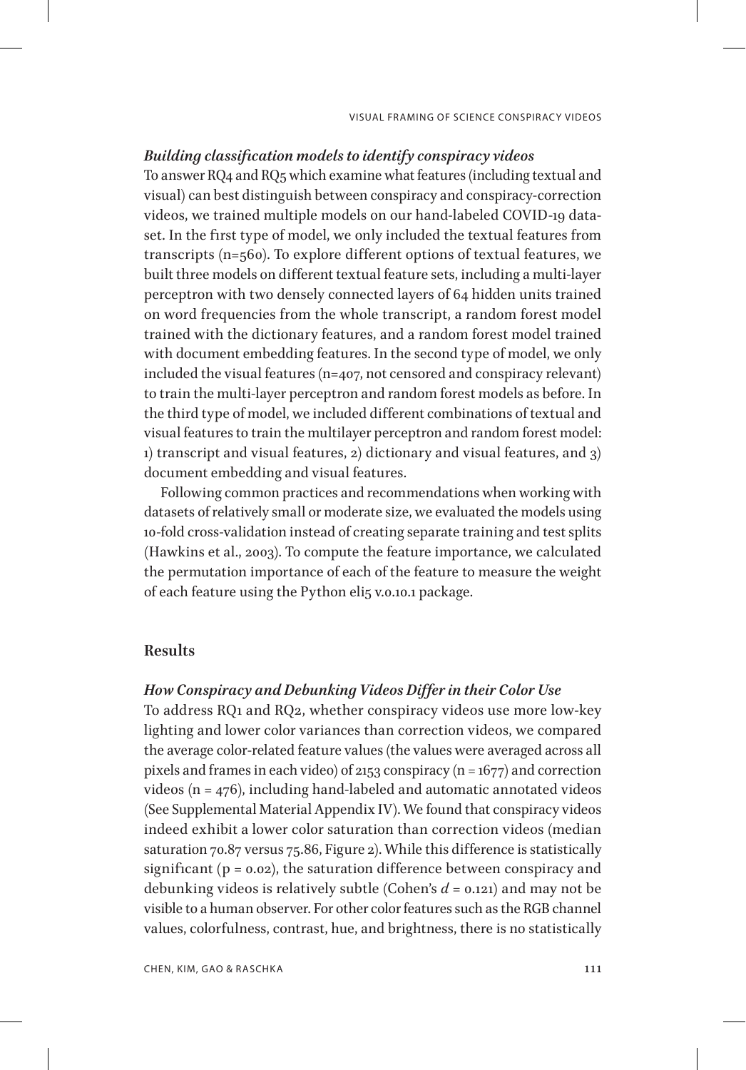### *Building classification models to identify conspiracy videos*

To answer RQ4 and RQ5 which examine what features (including textual and visual) can best distinguish between conspiracy and conspiracy-correction videos, we trained multiple models on our hand-labeled COVID-19 dataset. In the first type of model, we only included the textual features from transcripts (n=560). To explore different options of textual features, we built three models on different textual feature sets, including a multi-layer perceptron with two densely connected layers of 64 hidden units trained on word frequencies from the whole transcript, a random forest model trained with the dictionary features, and a random forest model trained with document embedding features. In the second type of model, we only included the visual features (n=407, not censored and conspiracy relevant) to train the multi-layer perceptron and random forest models as before. In the third type of model, we included different combinations of textual and visual features to train the multilayer perceptron and random forest model: 1) transcript and visual features, 2) dictionary and visual features, and 3) document embedding and visual features.

Following common practices and recommendations when working with datasets of relatively small or moderate size, we evaluated the models using 10-fold cross-validation instead of creating separate training and test splits (Hawkins et al., 2003). To compute the feature importance, we calculated the permutation importance of each of the feature to measure the weight of each feature using the Python eli5 v.0.10.1 package.

## Results

### *How Conspiracy and Debunking Videos Differ in their Color Use*

To address RQ1 and RQ2, whether conspiracy videos use more low-key lighting and lower color variances than correction videos, we compared the average color-related feature values (the values were averaged across all pixels and frames in each video) of 2153 conspiracy (n = 1677) and correction videos (n = 476), including hand-labeled and automatic annotated videos (See Supplemental Material Appendix IV). We found that conspiracy videos indeed exhibit a lower color saturation than correction videos (median saturation 70.87 versus 75.86, Figure 2). While this difference is statistically significant ($p = 0.02$), the saturation difference between conspiracy and debunking videos is relatively subtle (Cohen's $d = 0.121$) and may not be visible to a human observer. For other color features such as the RGB channel values, colorfulness, contrast, hue, and brightness, there is no statistically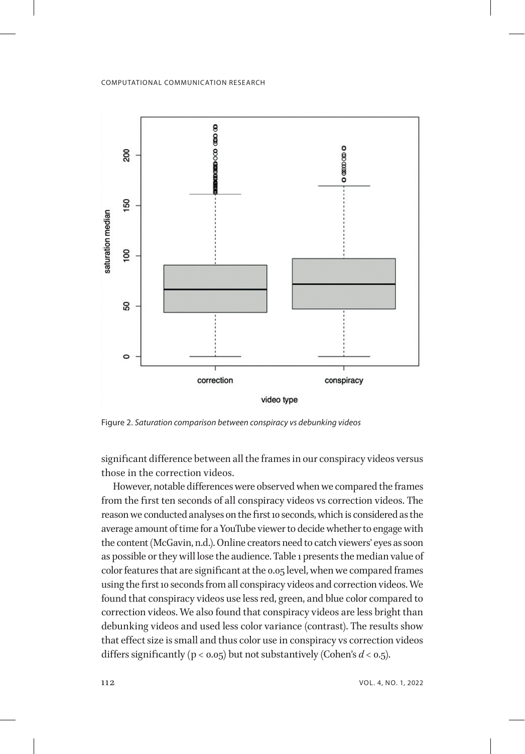Figure 2. *Saturation comparison between conspiracy vs debunking videos*

significant difference between all the frames in our conspiracy videos versus those in the correction videos.

However, notable differences were observed when we compared the frames from the first ten seconds of all conspiracy videos vs correction videos. The reason we conducted analyses on the first 10 seconds, which is considered as the average amount of time for a YouTube viewer to decide whether to engage with the content (McGavin, n.d.). Online creators need to catch viewers' eyes as soon as possible or they will lose the audience. Table 1 presents the median value of color features that are significant at the 0.05 level, when we compared frames using the first 10 seconds from all conspiracy videos and correction videos. We found that conspiracy videos use less red, green, and blue color compared to correction videos. We also found that conspiracy videos are less bright than debunking videos and used less color variance (contrast). The results show that effect size is small and thus color use in conspiracy vs correction videos differs significantly ($p < 0.05$) but not substantively (Cohen's $d < 0.5$).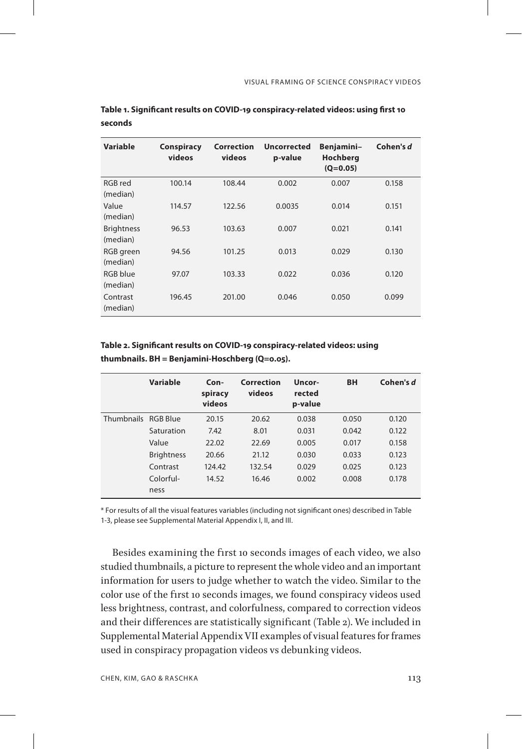**Table 1. Significant results on COVID-19 conspiracy-related videos: using first 10 seconds**

| Variable | Conspiracy videos | Correction videos | Uncorrected p-value | Benjamini–Hochberg (Q=0.05) | Cohen's *d* |
|---|---|---|---|---|---|
| RGB red (median) | 100.14 | 108.44 | 0.002 | 0.007 | 0.158 |
| Value (median) | 114.57 | 122.56 | 0.0035 | 0.014 | 0.151 |
| Brightness (median) | 96.53 | 103.63 | 0.007 | 0.021 | 0.141 |
| RGB green (median) | 94.56 | 101.25 | 0.013 | 0.029 | 0.130 |
| RGB blue (median) | 97.07 | 103.33 | 0.022 | 0.036 | 0.120 |
| Contrast (median) | 196.45 | 201.00 | 0.046 | 0.050 | 0.099 |

**Table 2. Significant results on COVID-19 conspiracy-related videos: using thumbnails. BH = Benjamini-Hoschberg (Q=0.05).**

| | Variable | Conspiracy videos | Correction videos | Uncorrected p-value | BH | Cohen's *d* |
|---|---|---|---|---|---|---|
| Thumbnails | RGB Blue | 20.15 | 20.62 | 0.038 | 0.050 | 0.120 |
| | Saturation | 7.42 | 8.01 | 0.031 | 0.042 | 0.122 |
| | Value | 22.02 | 22.69 | 0.005 | 0.017 | 0.158 |
| | Brightness | 20.66 | 21.12 | 0.030 | 0.033 | 0.123 |
| | Contrast | 124.42 | 132.54 | 0.029 | 0.025 | 0.123 |
| | Colorfulness | 14.52 | 16.46 | 0.002 | 0.008 | 0.178 |

* For results of all the visual features variables (including not significant ones) described in Table 1-3, please see Supplemental Material Appendix I, II, and III.

Besides examining the first 10 seconds images of each video, we also studied thumbnails, a picture to represent the whole video and an important information for users to judge whether to watch the video. Similar to the color use of the first 10 seconds images, we found conspiracy videos used less brightness, contrast, and colorfulness, compared to correction videos and their differences are statistically significant (Table 2). We included in Supplemental Material Appendix VII examples of visual features for frames used in conspiracy propagation videos vs debunking videos.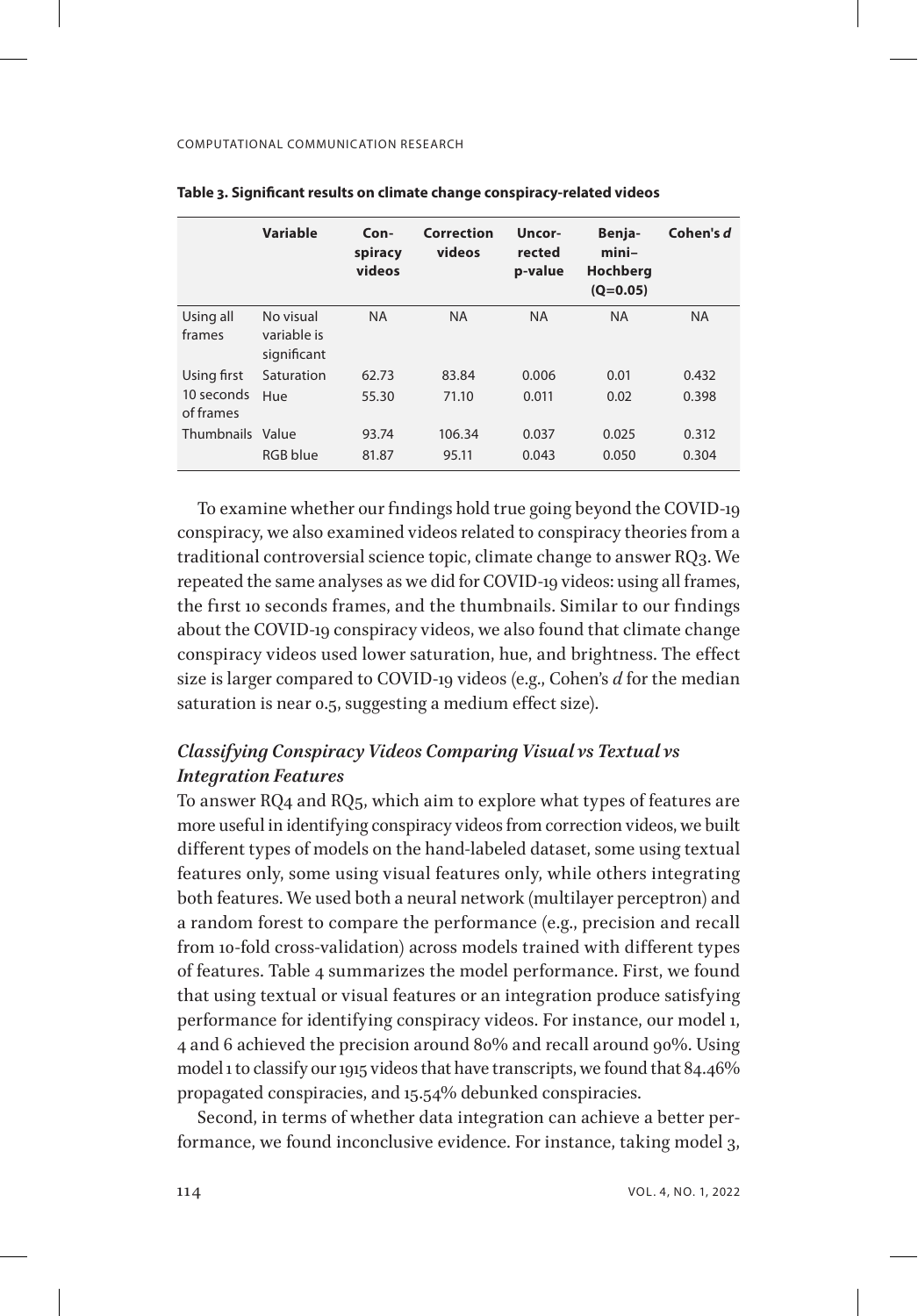**Table 3. Significant results on climate change conspiracy-related videos**

| | Variable | Conspiracy videos | Correction videos | Uncorrected p-value | Benjamini–Hochberg (Q=0.05) | Cohen's *d* |
|---|---|---|---|---|---|---|
| Using all frames | No visual variable is significant | NA | NA | NA | NA | NA |
| Using first 10 seconds of frames | Saturation | 62.73 | 83.84 | 0.006 | 0.01 | 0.432 |
| | Hue | 55.30 | 71.10 | 0.011 | 0.02 | 0.398 |
| Thumbnails | Value | 93.74 | 106.34 | 0.037 | 0.025 | 0.312 |
| | RGB blue | 81.87 | 95.11 | 0.043 | 0.050 | 0.304 |

To examine whether our findings hold true going beyond the COVID-19 conspiracy, we also examined videos related to conspiracy theories from a traditional controversial science topic, climate change to answer RQ3. We repeated the same analyses as we did for COVID-19 videos: using all frames, the first 10 seconds frames, and the thumbnails. Similar to our findings about the COVID-19 conspiracy videos, we also found that climate change conspiracy videos used lower saturation, hue, and brightness. The effect size is larger compared to COVID-19 videos (e.g., Cohen's *d* for the median saturation is near 0.5, suggesting a medium effect size).

### *Classifying Conspiracy Videos Comparing Visual vs Textual vs Integration Features*

To answer RQ4 and RQ5, which aim to explore what types of features are more useful in identifying conspiracy videos from correction videos, we built different types of models on the hand-labeled dataset, some using textual features only, some using visual features only, while others integrating both features. We used both a neural network (multilayer perceptron) and a random forest to compare the performance (e.g., precision and recall from 10-fold cross-validation) across models trained with different types of features. Table 4 summarizes the model performance. First, we found that using textual or visual features or an integration produce satisfying performance for identifying conspiracy videos. For instance, our model 1, 4 and 6 achieved the precision around 80% and recall around 90%. Using model 1 to classify our 1915 videos that have transcripts, we found that 84.46% propagated conspiracies, and 15.54% debunked conspiracies.

Second, in terms of whether data integration can achieve a better performance, we found inconclusive evidence. For instance, taking model 3,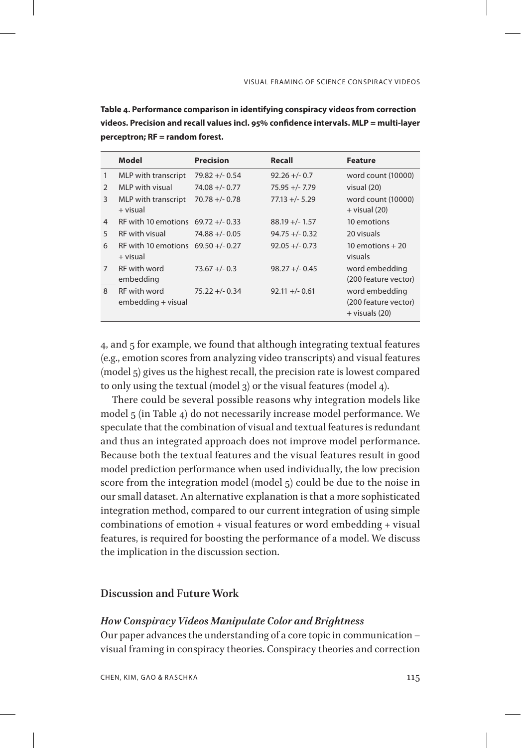**Table 4. Performance comparison in identifying conspiracy videos from correction videos. Precision and recall values incl. 95% confidence intervals. MLP = multi-layer perceptron; RF = random forest.**

| | Model | Precision | Recall | Feature |
|---|---|---|---|---|
| 1 | MLP with transcript | 79.82 +/- 0.54 | 92.26 +/- 0.7 | word count (10000) |
| 2 | MLP with visual | 74.08 +/- 0.77 | 75.95 +/- 7.79 | visual (20) |
| 3 | MLP with transcript + visual | 70.78 +/- 0.78 | 77.13 +/- 5.29 | word count (10000) + visual (20) |
| 4 | RF with 10 emotions | 69.72 +/- 0.33 | 88.19 +/- 1.57 | 10 emotions |
| 5 | RF with visual | 74.88 +/- 0.05 | 94.75 +/- 0.32 | 20 visuals |
| 6 | RF with 10 emotions + visual | 69.50 +/- 0.27 | 92.05 +/- 0.73 | 10 emotions + 20 visuals |
| 7 | RF with word embedding | 73.67 +/- 0.3 | 98.27 +/- 0.45 | word embedding (200 feature vector) |
| 8 | RF with word embedding + visual | 75.22 +/- 0.34 | 92.11 +/- 0.61 | word embedding (200 feature vector) + visuals (20) |

4, and 5 for example, we found that although integrating textual features (e.g., emotion scores from analyzing video transcripts) and visual features (model 5) gives us the highest recall, the precision rate is lowest compared to only using the textual (model 3) or the visual features (model 4).

There could be several possible reasons why integration models like model 5 (in Table 4) do not necessarily increase model performance. We speculate that the combination of visual and textual features is redundant and thus an integrated approach does not improve model performance. Because both the textual features and the visual features result in good model prediction performance when used individually, the low precision score from the integration model (model 5) could be due to the noise in our small dataset. An alternative explanation is that a more sophisticated integration method, compared to our current integration of using simple combinations of emotion + visual features or word embedding + visual features, is required for boosting the performance of a model. We discuss the implication in the discussion section.

## Discussion and Future Work

### *How Conspiracy Videos Manipulate Color and Brightness*

Our paper advances the understanding of a core topic in communication – visual framing in conspiracy theories. Conspiracy theories and correction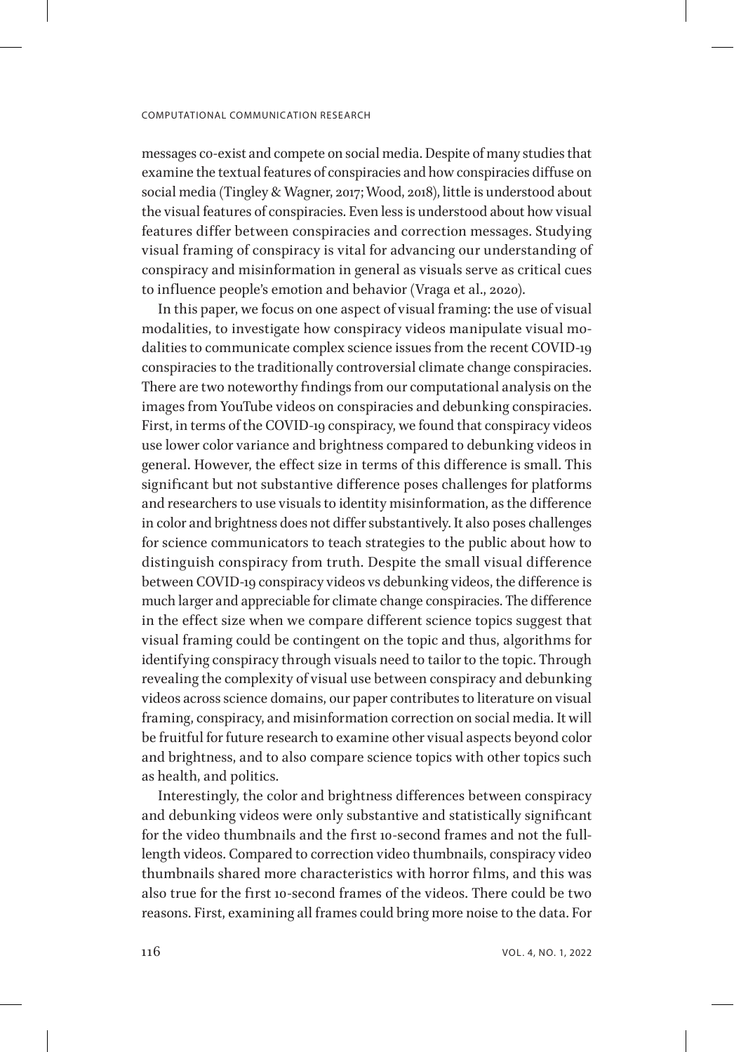messages co-exist and compete on social media. Despite of many studies that examine the textual features of conspiracies and how conspiracies diffuse on social media (Tingley & Wagner, 2017; Wood, 2018), little is understood about the visual features of conspiracies. Even less is understood about how visual features differ between conspiracies and correction messages. Studying visual framing of conspiracy is vital for advancing our understanding of conspiracy and misinformation in general as visuals serve as critical cues to influence people's emotion and behavior (Vraga et al., 2020).

In this paper, we focus on one aspect of visual framing: the use of visual modalities, to investigate how conspiracy videos manipulate visual modalities to communicate complex science issues from the recent COVID-19 conspiracies to the traditionally controversial climate change conspiracies. There are two noteworthy findings from our computational analysis on the images from YouTube videos on conspiracies and debunking conspiracies. First, in terms of the COVID-19 conspiracy, we found that conspiracy videos use lower color variance and brightness compared to debunking videos in general. However, the effect size in terms of this difference is small. This significant but not substantive difference poses challenges for platforms and researchers to use visuals to identity misinformation, as the difference in color and brightness does not differ substantively. It also poses challenges for science communicators to teach strategies to the public about how to distinguish conspiracy from truth. Despite the small visual difference between COVID-19 conspiracy videos vs debunking videos, the difference is much larger and appreciable for climate change conspiracies. The difference in the effect size when we compare different science topics suggest that visual framing could be contingent on the topic and thus, algorithms for identifying conspiracy through visuals need to tailor to the topic. Through revealing the complexity of visual use between conspiracy and debunking videos across science domains, our paper contributes to literature on visual framing, conspiracy, and misinformation correction on social media. It will be fruitful for future research to examine other visual aspects beyond color and brightness, and to also compare science topics with other topics such as health, and politics.

Interestingly, the color and brightness differences between conspiracy and debunking videos were only substantive and statistically significant for the video thumbnails and the first 10-second frames and not the full-length videos. Compared to correction video thumbnails, conspiracy video thumbnails shared more characteristics with horror films, and this was also true for the first 10-second frames of the videos. There could be two reasons. First, examining all frames could bring more noise to the data. For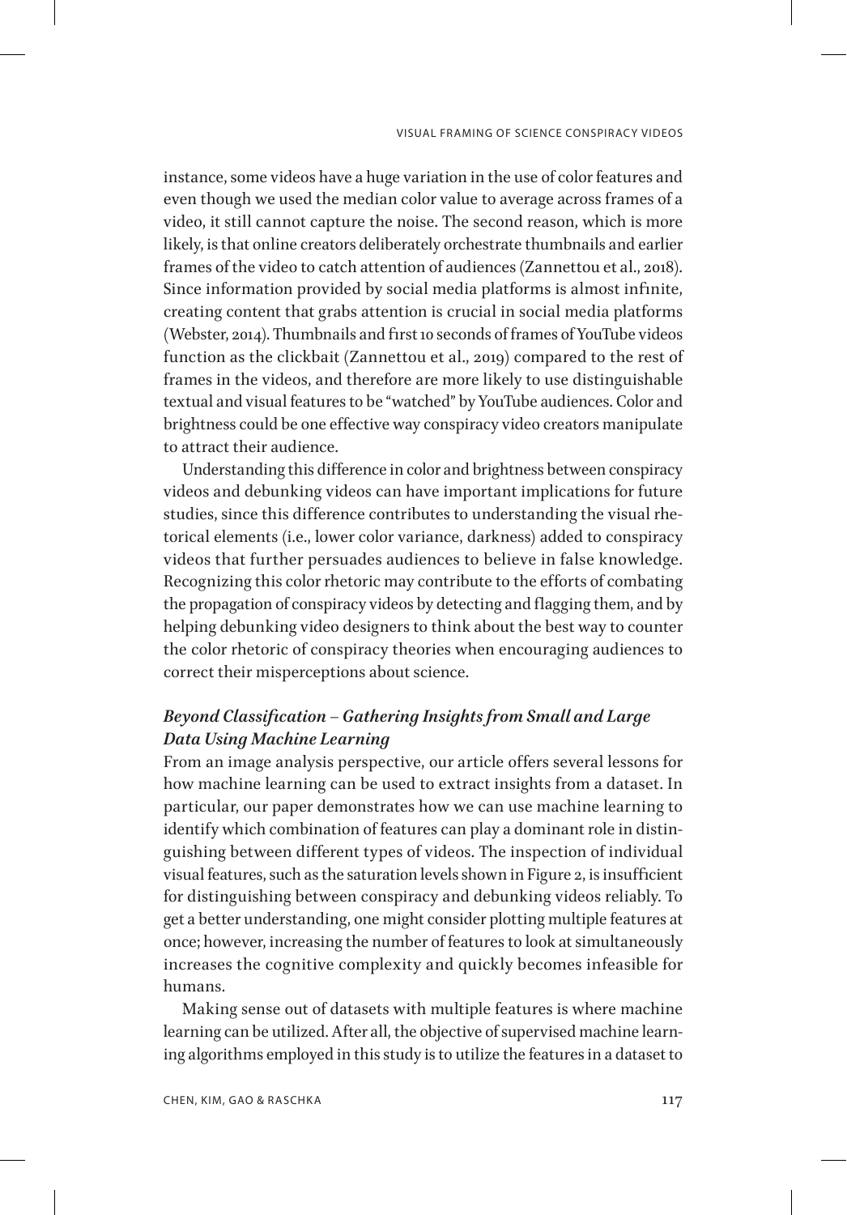instance, some videos have a huge variation in the use of color features and even though we used the median color value to average across frames of a video, it still cannot capture the noise. The second reason, which is more likely, is that online creators deliberately orchestrate thumbnails and earlier frames of the video to catch attention of audiences (Zannettou et al., 2018). Since information provided by social media platforms is almost infinite, creating content that grabs attention is crucial in social media platforms (Webster, 2014). Thumbnails and first 10 seconds of frames of YouTube videos function as the clickbait (Zannettou et al., 2019) compared to the rest of frames in the videos, and therefore are more likely to use distinguishable textual and visual features to be "watched" by YouTube audiences. Color and brightness could be one effective way conspiracy video creators manipulate to attract their audience.

Understanding this difference in color and brightness between conspiracy videos and debunking videos can have important implications for future studies, since this difference contributes to understanding the visual rhetorical elements (i.e., lower color variance, darkness) added to conspiracy videos that further persuades audiences to believe in false knowledge. Recognizing this color rhetoric may contribute to the efforts of combating the propagation of conspiracy videos by detecting and flagging them, and by helping debunking video designers to think about the best way to counter the color rhetoric of conspiracy theories when encouraging audiences to correct their misperceptions about science.

### *Beyond Classification – Gathering Insights from Small and Large Data Using Machine Learning*

From an image analysis perspective, our article offers several lessons for how machine learning can be used to extract insights from a dataset. In particular, our paper demonstrates how we can use machine learning to identify which combination of features can play a dominant role in distinguishing between different types of videos. The inspection of individual visual features, such as the saturation levels shown in Figure 2, is insufficient for distinguishing between conspiracy and debunking videos reliably. To get a better understanding, one might consider plotting multiple features at once; however, increasing the number of features to look at simultaneously increases the cognitive complexity and quickly becomes infeasible for humans.

Making sense out of datasets with multiple features is where machine learning can be utilized. After all, the objective of supervised machine learning algorithms employed in this study is to utilize the features in a dataset to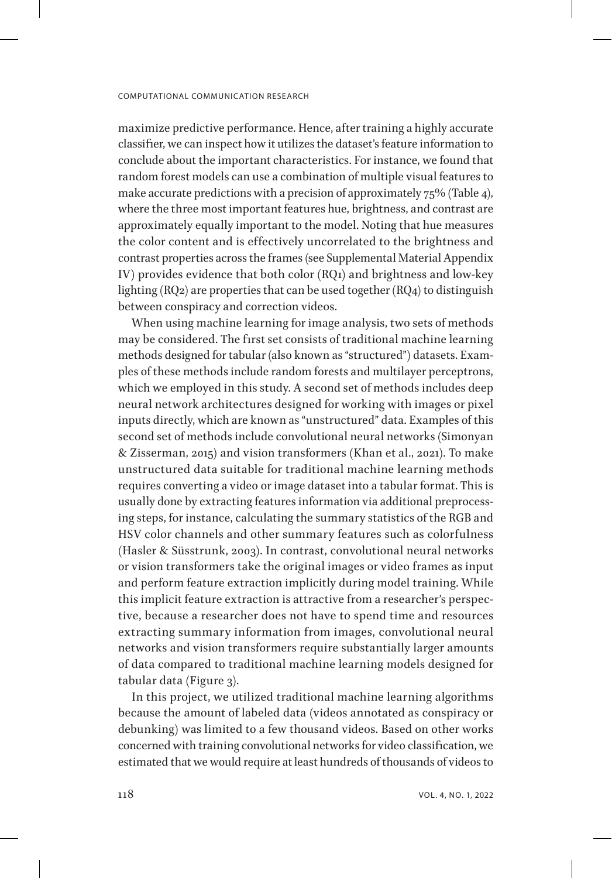maximize predictive performance. Hence, after training a highly accurate classifier, we can inspect how it utilizes the dataset's feature information to conclude about the important characteristics. For instance, we found that random forest models can use a combination of multiple visual features to make accurate predictions with a precision of approximately 75% (Table 4), where the three most important features hue, brightness, and contrast are approximately equally important to the model. Noting that hue measures the color content and is effectively uncorrelated to the brightness and contrast properties across the frames (see Supplemental Material Appendix IV) provides evidence that both color (RQ1) and brightness and low-key lighting (RQ2) are properties that can be used together (RQ4) to distinguish between conspiracy and correction videos.

When using machine learning for image analysis, two sets of methods may be considered. The first set consists of traditional machine learning methods designed for tabular (also known as "structured") datasets. Examples of these methods include random forests and multilayer perceptrons, which we employed in this study. A second set of methods includes deep neural network architectures designed for working with images or pixel inputs directly, which are known as "unstructured" data. Examples of this second set of methods include convolutional neural networks (Simonyan & Zisserman, 2015) and vision transformers (Khan et al., 2021). To make unstructured data suitable for traditional machine learning methods requires converting a video or image dataset into a tabular format. This is usually done by extracting features information via additional preprocessing steps, for instance, calculating the summary statistics of the RGB and HSV color channels and other summary features such as colorfulness (Hasler & Süsstrunk, 2003). In contrast, convolutional neural networks or vision transformers take the original images or video frames as input and perform feature extraction implicitly during model training. While this implicit feature extraction is attractive from a researcher's perspective, because a researcher does not have to spend time and resources extracting summary information from images, convolutional neural networks and vision transformers require substantially larger amounts of data compared to traditional machine learning models designed for tabular data (Figure 3).

In this project, we utilized traditional machine learning algorithms because the amount of labeled data (videos annotated as conspiracy or debunking) was limited to a few thousand videos. Based on other works concerned with training convolutional networks for video classification, we estimated that we would require at least hundreds of thousands of videos to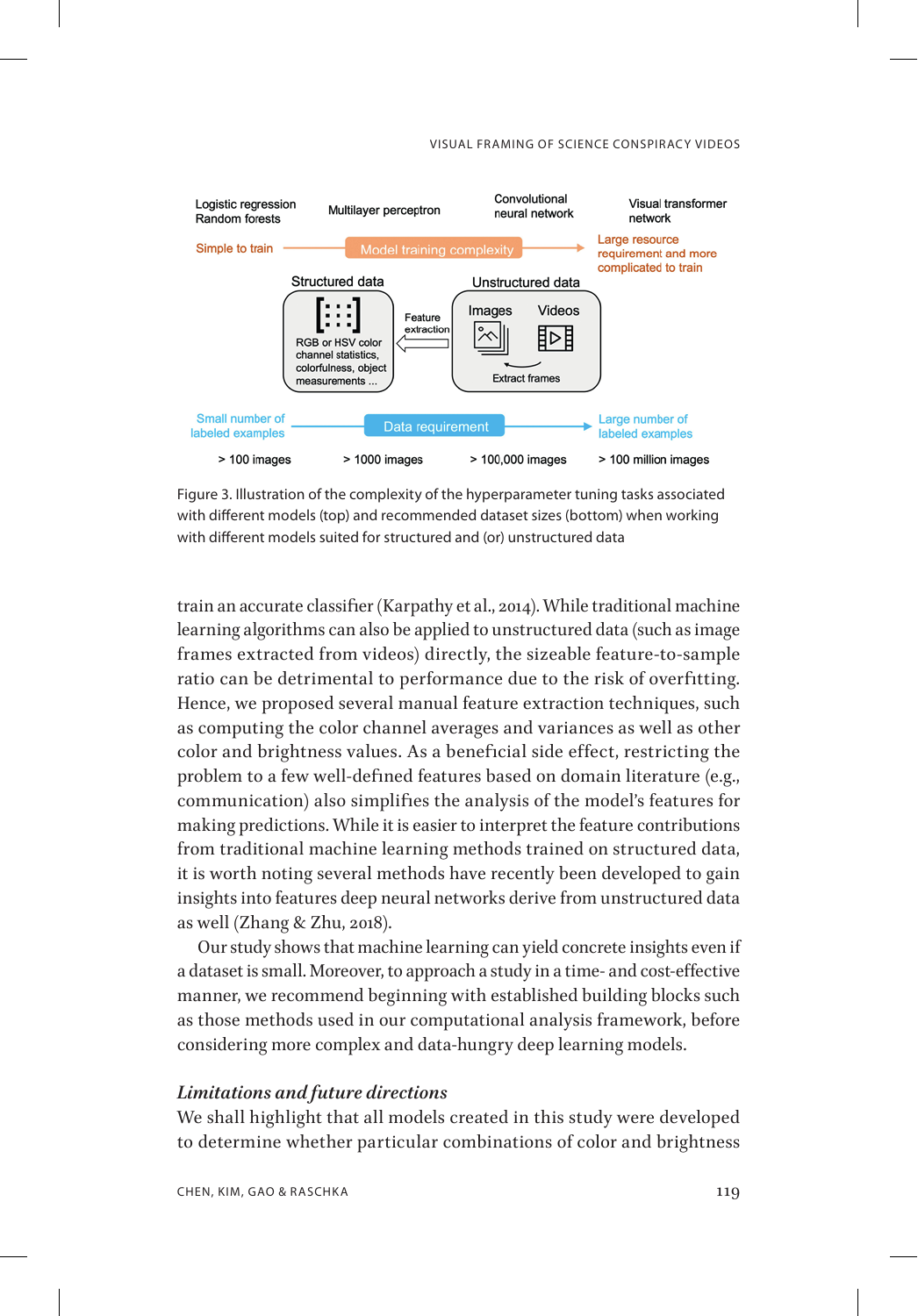Logistic regression
Random forests

Multilayer perceptron

Convolutional neural network

Visual transformer network

Simple to train — Model training complexity → Large resource requirement and more complicated to train

Structured data

RGB or HSV color channel statistics, colorfulness, object measurements ...

Feature extraction

Unstructured data

Images Videos

Extract frames

Small number of labeled examples — Data requirement → Large number of labeled examples

> 100 images > 1000 images > 100,000 images > 100 million images

Figure 3. Illustration of the complexity of the hyperparameter tuning tasks associated with different models (top) and recommended dataset sizes (bottom) when working with different models suited for structured and (or) unstructured data

train an accurate classifier (Karpathy et al., 2014). While traditional machine learning algorithms can also be applied to unstructured data (such as image frames extracted from videos) directly, the sizeable feature-to-sample ratio can be detrimental to performance due to the risk of overfitting. Hence, we proposed several manual feature extraction techniques, such as computing the color channel averages and variances as well as other color and brightness values. As a beneficial side effect, restricting the problem to a few well-defined features based on domain literature (e.g., communication) also simplifies the analysis of the model's features for making predictions. While it is easier to interpret the feature contributions from traditional machine learning methods trained on structured data, it is worth noting several methods have recently been developed to gain insights into features deep neural networks derive from unstructured data as well (Zhang & Zhu, 2018).

Our study shows that machine learning can yield concrete insights even if a dataset is small. Moreover, to approach a study in a time- and cost-effective manner, we recommend beginning with established building blocks such as those methods used in our computational analysis framework, before considering more complex and data-hungry deep learning models.

### *Limitations and future directions*

We shall highlight that all models created in this study were developed to determine whether particular combinations of color and brightness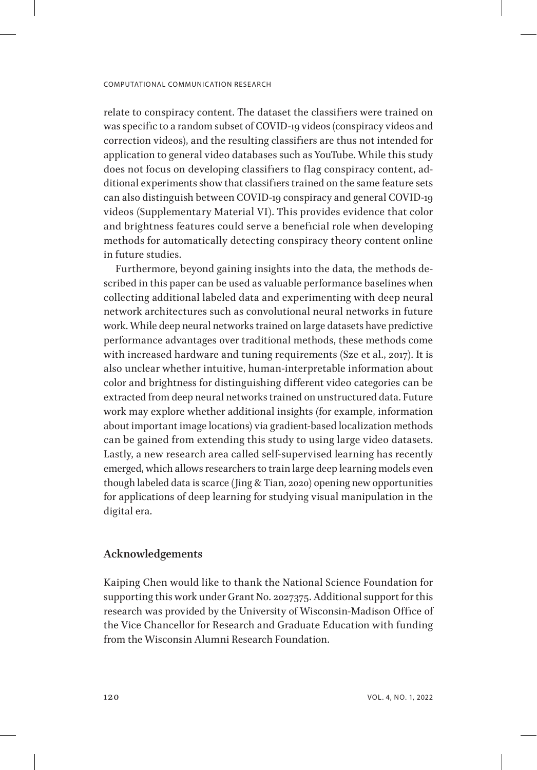relate to conspiracy content. The dataset the classifiers were trained on was specific to a random subset of COVID-19 videos (conspiracy videos and correction videos), and the resulting classifiers are thus not intended for application to general video databases such as YouTube. While this study does not focus on developing classifiers to flag conspiracy content, additional experiments show that classifiers trained on the same feature sets can also distinguish between COVID-19 conspiracy and general COVID-19 videos (Supplementary Material VI). This provides evidence that color and brightness features could serve a beneficial role when developing methods for automatically detecting conspiracy theory content online in future studies.

Furthermore, beyond gaining insights into the data, the methods described in this paper can be used as valuable performance baselines when collecting additional labeled data and experimenting with deep neural network architectures such as convolutional neural networks in future work. While deep neural networks trained on large datasets have predictive performance advantages over traditional methods, these methods come with increased hardware and tuning requirements (Sze et al., 2017). It is also unclear whether intuitive, human-interpretable information about color and brightness for distinguishing different video categories can be extracted from deep neural networks trained on unstructured data. Future work may explore whether additional insights (for example, information about important image locations) via gradient-based localization methods can be gained from extending this study to using large video datasets. Lastly, a new research area called self-supervised learning has recently emerged, which allows researchers to train large deep learning models even though labeled data is scarce (Jing & Tian, 2020) opening new opportunities for applications of deep learning for studying visual manipulation in the digital era.

## Acknowledgements

Kaiping Chen would like to thank the National Science Foundation for supporting this work under Grant No. 2027375. Additional support for this research was provided by the University of Wisconsin-Madison Office of the Vice Chancellor for Research and Graduate Education with funding from the Wisconsin Alumni Research Foundation.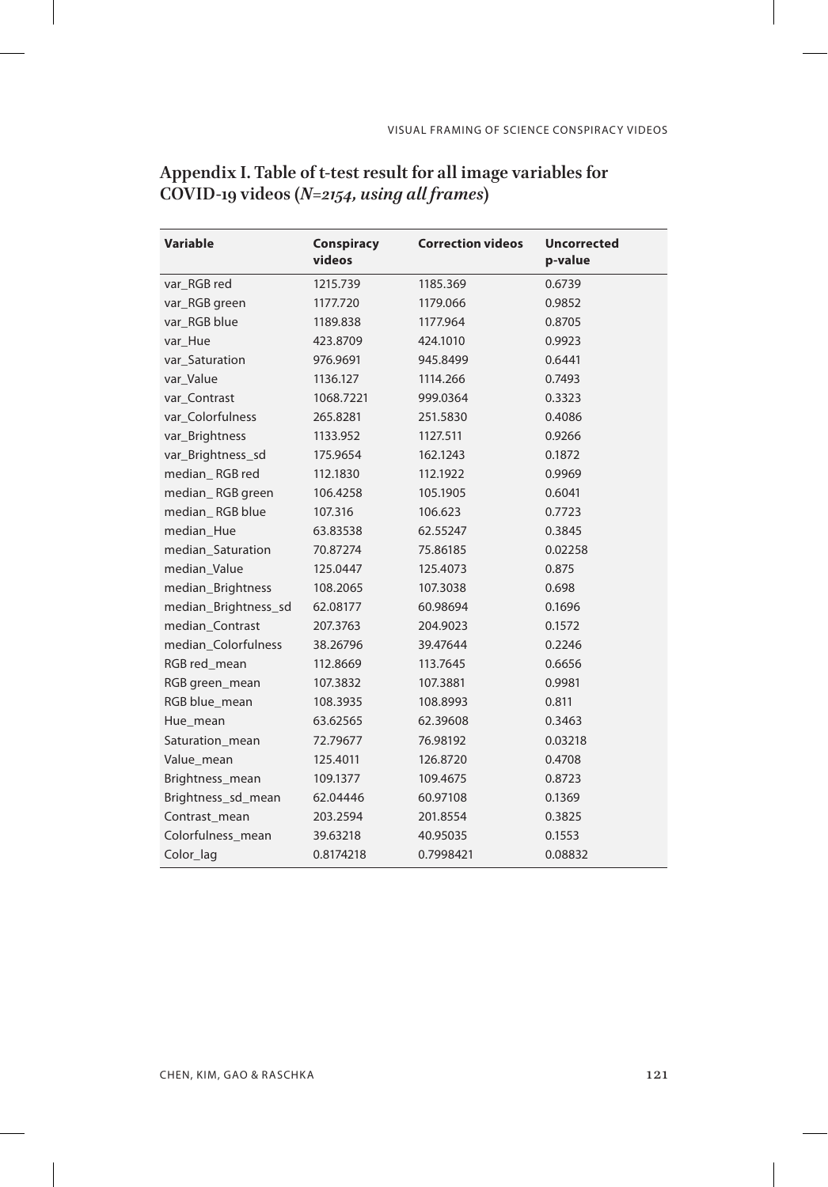## Appendix I. Table of t-test result for all image variables for COVID-19 videos (*N=2154, using all frames*)

| Variable | Conspiracy videos | Correction videos | Uncorrected p-value |
|---|---|---|---|
| var_RGB red | 1215.739 | 1185.369 | 0.6739 |
| var_RGB green | 1177.720 | 1179.066 | 0.9852 |
| var_RGB blue | 1189.838 | 1177.964 | 0.8705 |
| var_Hue | 423.8709 | 424.1010 | 0.9923 |
| var_Saturation | 976.9691 | 945.8499 | 0.6441 |
| var_Value | 1136.127 | 1114.266 | 0.7493 |
| var_Contrast | 1068.7221 | 999.0364 | 0.3323 |
| var_Colorfulness | 265.8281 | 251.5830 | 0.4086 |
| var_Brightness | 1133.952 | 1127.511 | 0.9266 |
| var_Brightness_sd | 175.9654 | 162.1243 | 0.1872 |
| median_ RGB red | 112.1830 | 112.1922 | 0.9969 |
| median_ RGB green | 106.4258 | 105.1905 | 0.6041 |
| median_ RGB blue | 107.316 | 106.623 | 0.7723 |
| median_Hue | 63.83538 | 62.55247 | 0.3845 |
| median_Saturation | 70.87274 | 75.86185 | 0.02258 |
| median_Value | 125.0447 | 125.4073 | 0.875 |
| median_Brightness | 108.2065 | 107.3038 | 0.698 |
| median_Brightness_sd | 62.08177 | 60.98694 | 0.1696 |
| median_Contrast | 207.3763 | 204.9023 | 0.1572 |
| median_Colorfulness | 38.26796 | 39.47644 | 0.2246 |
| RGB red_mean | 112.8669 | 113.7645 | 0.6656 |
| RGB green_mean | 107.3832 | 107.3881 | 0.9981 |
| RGB blue_mean | 108.3935 | 108.8993 | 0.811 |
| Hue_mean | 63.62565 | 62.39608 | 0.3463 |
| Saturation_mean | 72.79677 | 76.98192 | 0.03218 |
| Value_mean | 125.4011 | 126.8720 | 0.4708 |
| Brightness_mean | 109.1377 | 109.4675 | 0.8723 |
| Brightness_sd_mean | 62.04446 | 60.97108 | 0.1369 |
| Contrast_mean | 203.2594 | 201.8554 | 0.3825 |
| Colorfulness_mean | 39.63218 | 40.95035 | 0.1553 |
| Color_lag | 0.8174218 | 0.7998421 | 0.08832 |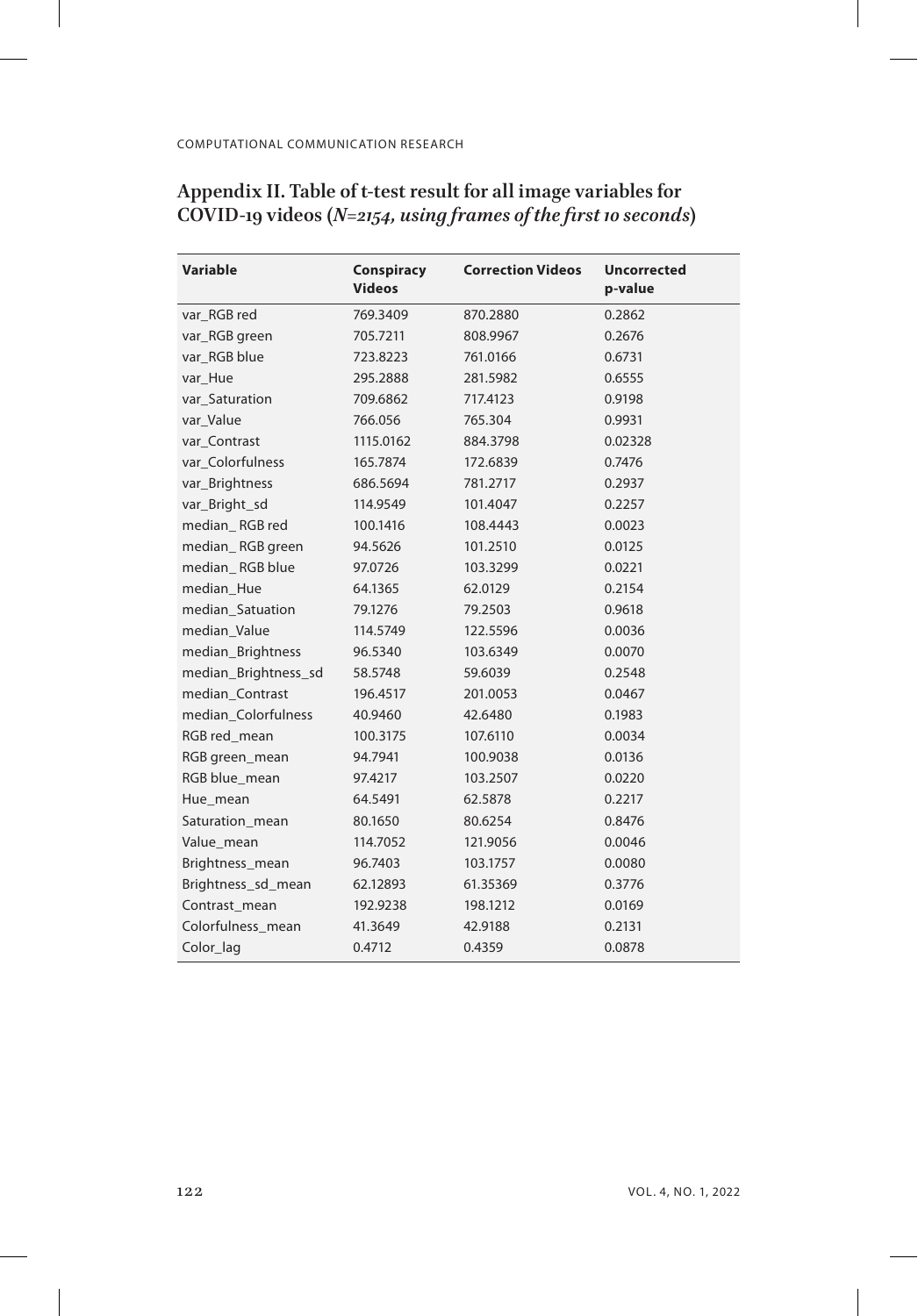## Appendix II. Table of t-test result for all image variables for COVID-19 videos (*N=2154, using frames of the first 10 seconds*)

| Variable | Conspiracy Videos | Correction Videos | Uncorrected p-value |
|---|---|---|---|
| var_RGB red | 769.3409 | 870.2880 | 0.2862 |
| var_RGB green | 705.7211 | 808.9967 | 0.2676 |
| var_RGB blue | 723.8223 | 761.0166 | 0.6731 |
| var_Hue | 295.2888 | 281.5982 | 0.6555 |
| var_Saturation | 709.6862 | 717.4123 | 0.9198 |
| var_Value | 766.056 | 765.304 | 0.9931 |
| var_Contrast | 1115.0162 | 884.3798 | 0.02328 |
| var_Colorfulness | 165.7874 | 172.6839 | 0.7476 |
| var_Brightness | 686.5694 | 781.2717 | 0.2937 |
| var_Bright_sd | 114.9549 | 101.4047 | 0.2257 |
| median_ RGB red | 100.1416 | 108.4443 | 0.0023 |
| median_ RGB green | 94.5626 | 101.2510 | 0.0125 |
| median_ RGB blue | 97.0726 | 103.3299 | 0.0221 |
| median_Hue | 64.1365 | 62.0129 | 0.2154 |
| median_Satuation | 79.1276 | 79.2503 | 0.9618 |
| median_Value | 114.5749 | 122.5596 | 0.0036 |
| median_Brightness | 96.5340 | 103.6349 | 0.0070 |
| median_Brightness_sd | 58.5748 | 59.6039 | 0.2548 |
| median_Contrast | 196.4517 | 201.0053 | 0.0467 |
| median_Colorfulness | 40.9460 | 42.6480 | 0.1983 |
| RGB red_mean | 100.3175 | 107.6110 | 0.0034 |
| RGB green_mean | 94.7941 | 100.9038 | 0.0136 |
| RGB blue_mean | 97.4217 | 103.2507 | 0.0220 |
| Hue_mean | 64.5491 | 62.5878 | 0.2217 |
| Saturation_mean | 80.1650 | 80.6254 | 0.8476 |
| Value_mean | 114.7052 | 121.9056 | 0.0046 |
| Brightness_mean | 96.7403 | 103.1757 | 0.0080 |
| Brightness_sd_mean | 62.12893 | 61.35369 | 0.3776 |
| Contrast_mean | 192.9238 | 198.1212 | 0.0169 |
| Colorfulness_mean | 41.3649 | 42.9188 | 0.2131 |
| Color_lag | 0.4712 | 0.4359 | 0.0878 |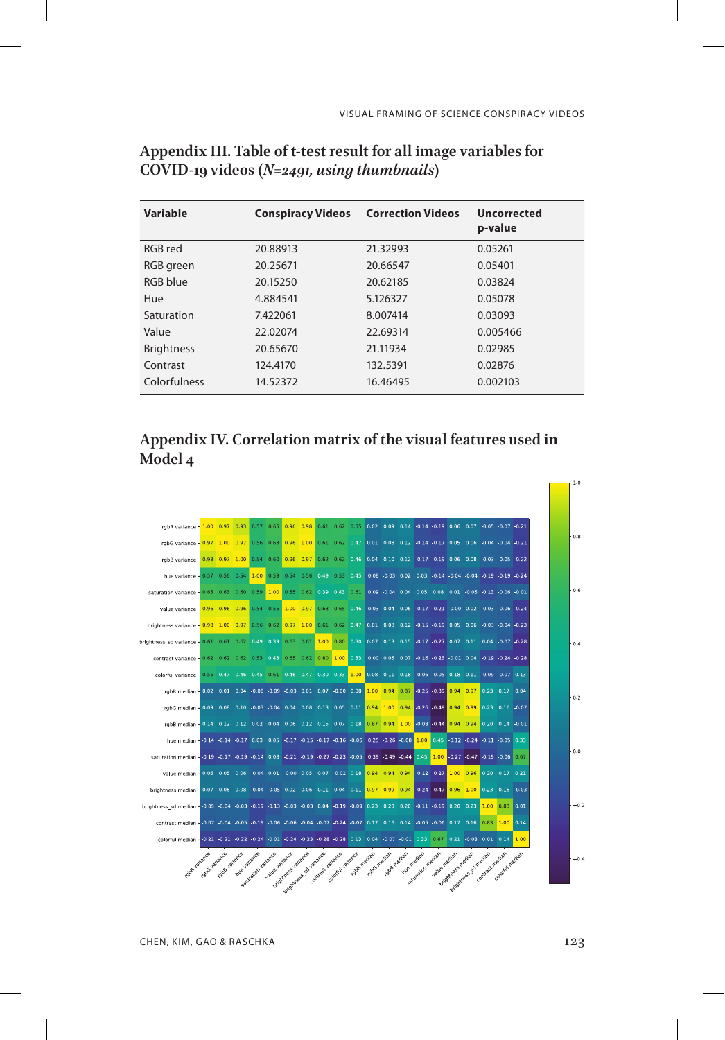## Appendix III. Table of t-test result for all image variables for COVID-19 videos (*N=2491, using thumbnails*)

| Variable | Conspiracy Videos | Correction Videos | Uncorrected p-value |
|---|---|---|---|
| RGB red | 20.88913 | 21.32993 | 0.05261 |
| RGB green | 20.25671 | 20.66547 | 0.05401 |
| RGB blue | 20.15250 | 20.62185 | 0.03824 |
| Hue | 4.884541 | 5.126327 | 0.05078 |
| Saturation | 7.422061 | 8.007414 | 0.03093 |
| Value | 22.02074 | 22.69314 | 0.005466 |
| Brightness | 20.65670 | 21.11934 | 0.02985 |
| Contrast | 124.4170 | 132.5391 | 0.02876 |
| Colorfulness | 14.52372 | 16.46495 | 0.002103 |

## Appendix IV. Correlation matrix of the visual features used in Model 4

| | rgbR variance | rgbG variance | rgbB variance | hue variance | saturation variance | value variance | brightness variance | brightness_sd variance | contrast variance | colorful variance | rgbR median | rgbG median | rgbB median | hue median | saturation median | value median | brightness median | brightness_sd median | contrast median | colorful median |
|---|---|---|---|---|---|---|---|---|---|---|---|---|---|---|---|---|---|---|---|---|
| rgbR variance | 1.00 | 0.97 | 0.93 | 0.57 | 0.65 | 0.96 | 0.98 | 0.61 | 0.62 | 0.55 | 0.02 | 0.09 | 0.14 | -0.14 | -0.19 | 0.06 | 0.07 | -0.05 | -0.07 | -0.21 |
| rgbG variance | 0.97 | 1.00 | 0.97 | 0.56 | 0.63 | 0.96 | 1.00 | 0.61 | 0.62 | 0.47 | 0.01 | 0.08 | 0.12 | -0.14 | -0.17 | 0.05 | 0.06 | -0.04 | -0.04 | -0.21 |
| rgbB variance | 0.93 | 0.97 | 1.00 | 0.54 | 0.60 | 0.96 | 0.97 | 0.62 | 0.62 | 0.46 | 0.04 | 0.10 | 0.12 | -0.17 | -0.19 | 0.06 | 0.08 | -0.03 | -0.05 | -0.22 |
| hue variance | 0.57 | 0.56 | 0.54 | 1.00 | 0.59 | 0.54 | 0.56 | 0.49 | 0.53 | 0.45 | -0.08 | -0.03 | 0.02 | 0.03 | -0.14 | -0.04 | -0.04 | -0.19 | -0.19 | -0.24 |
| saturation variance | 0.65 | 0.63 | 0.60 | 0.59 | 1.00 | 0.55 | 0.62 | 0.39 | 0.43 | 0.61 | -0.09 | -0.04 | 0.04 | 0.05 | 0.08 | 0.01 | -0.05 | -0.13 | -0.06 | -0.01 |
| value variance | 0.96 | 0.96 | 0.96 | 0.54 | 0.55 | 1.00 | 0.97 | 0.63 | 0.65 | 0.46 | -0.03 | 0.04 | 0.06 | -0.17 | -0.21 | -0.00 | 0.02 | -0.03 | -0.06 | -0.24 |
| brightness variance | 0.98 | 1.00 | 0.97 | 0.56 | 0.62 | 0.97 | 1.00 | 0.61 | 0.62 | 0.47 | 0.01 | 0.08 | 0.12 | -0.15 | -0.19 | 0.05 | 0.06 | -0.03 | -0.04 | -0.23 |
| brightness_sd variance | 0.61 | 0.61 | 0.62 | 0.49 | 0.39 | 0.63 | 0.61 | 1.00 | 0.80 | 0.30 | 0.07 | 0.13 | 0.15 | -0.17 | -0.27 | 0.07 | 0.11 | 0.04 | -0.07 | -0.28 |
| contrast variance | 0.62 | 0.62 | 0.62 | 0.53 | 0.43 | 0.65 | 0.62 | 0.80 | 1.00 | 0.33 | -0.00 | 0.05 | 0.07 | -0.16 | -0.23 | -0.01 | 0.04 | -0.19 | -0.24 | -0.28 |
| colorful variance | 0.55 | 0.47 | 0.46 | 0.45 | 0.61 | 0.46 | 0.47 | 0.30 | 0.33 | 1.00 | 0.08 | 0.11 | 0.18 | -0.06 | -0.05 | 0.18 | 0.11 | -0.09 | -0.07 | 0.13 |
| rgbR median | 0.02 | 0.01 | 0.04 | -0.08 | -0.09 | -0.03 | 0.01 | 0.07 | -0.00 | 0.08 | 1.00 | 0.94 | 0.87 | -0.25 | -0.39 | 0.94 | 0.97 | 0.23 | 0.17 | 0.04 |
| rgbG median | 0.09 | 0.08 | 0.10 | -0.03 | -0.04 | 0.04 | 0.08 | 0.13 | 0.05 | 0.11 | 0.94 | 1.00 | 0.94 | -0.26 | -0.49 | 0.94 | 0.99 | 0.23 | 0.16 | -0.07 |
| rgbB median | 0.14 | 0.12 | 0.12 | 0.02 | 0.04 | 0.06 | 0.12 | 0.15 | 0.07 | 0.18 | 0.87 | 0.94 | 1.00 | -0.08 | -0.44 | 0.94 | 0.94 | 0.20 | 0.14 | -0.01 |
| hue median | -0.14 | -0.14 | -0.17 | 0.03 | 0.05 | -0.17 | -0.15 | -0.17 | -0.16 | -0.06 | -0.25 | -0.26 | -0.08 | 1.00 | 0.45 | -0.12 | -0.24 | -0.11 | -0.05 | 0.33 |
| saturation median | -0.19 | -0.17 | -0.19 | -0.14 | 0.08 | -0.21 | -0.19 | -0.27 | -0.23 | -0.05 | -0.39 | -0.49 | -0.44 | 0.45 | 1.00 | -0.27 | -0.47 | -0.19 | -0.06 | 0.67 |
| value median | 0.06 | 0.05 | 0.06 | -0.04 | 0.01 | -0.00 | 0.05 | 0.07 | -0.01 | 0.18 | 0.94 | 0.94 | 0.94 | -0.12 | -0.27 | 1.00 | 0.96 | 0.20 | 0.17 | 0.21 |
| brightness median | 0.07 | 0.06 | 0.08 | -0.04 | -0.05 | 0.02 | 0.06 | 0.11 | 0.04 | 0.11 | 0.97 | 0.99 | 0.94 | -0.24 | -0.47 | 0.96 | 1.00 | 0.23 | 0.16 | -0.03 |
| brightness_sd median | -0.05 | -0.04 | -0.03 | -0.19 | -0.13 | -0.03 | -0.03 | 0.04 | -0.19 | -0.09 | 0.23 | 0.23 | 0.20 | -0.11 | -0.19 | 0.20 | 0.23 | 1.00 | 0.83 | 0.01 |
| contrast median | -0.07 | -0.04 | -0.05 | -0.19 | -0.06 | -0.06 | -0.04 | -0.07 | -0.24 | -0.07 | 0.17 | 0.16 | 0.14 | -0.05 | -0.06 | 0.17 | 0.16 | 0.83 | 1.00 | 0.14 |
| colorful median | -0.21 | -0.21 | -0.22 | -0.24 | -0.01 | -0.24 | -0.23 | -0.28 | -0.28 | 0.13 | 0.04 | -0.07 | -0.01 | 0.33 | 0.67 | 0.21 | -0.03 | 0.01 | 0.14 | 1.00 |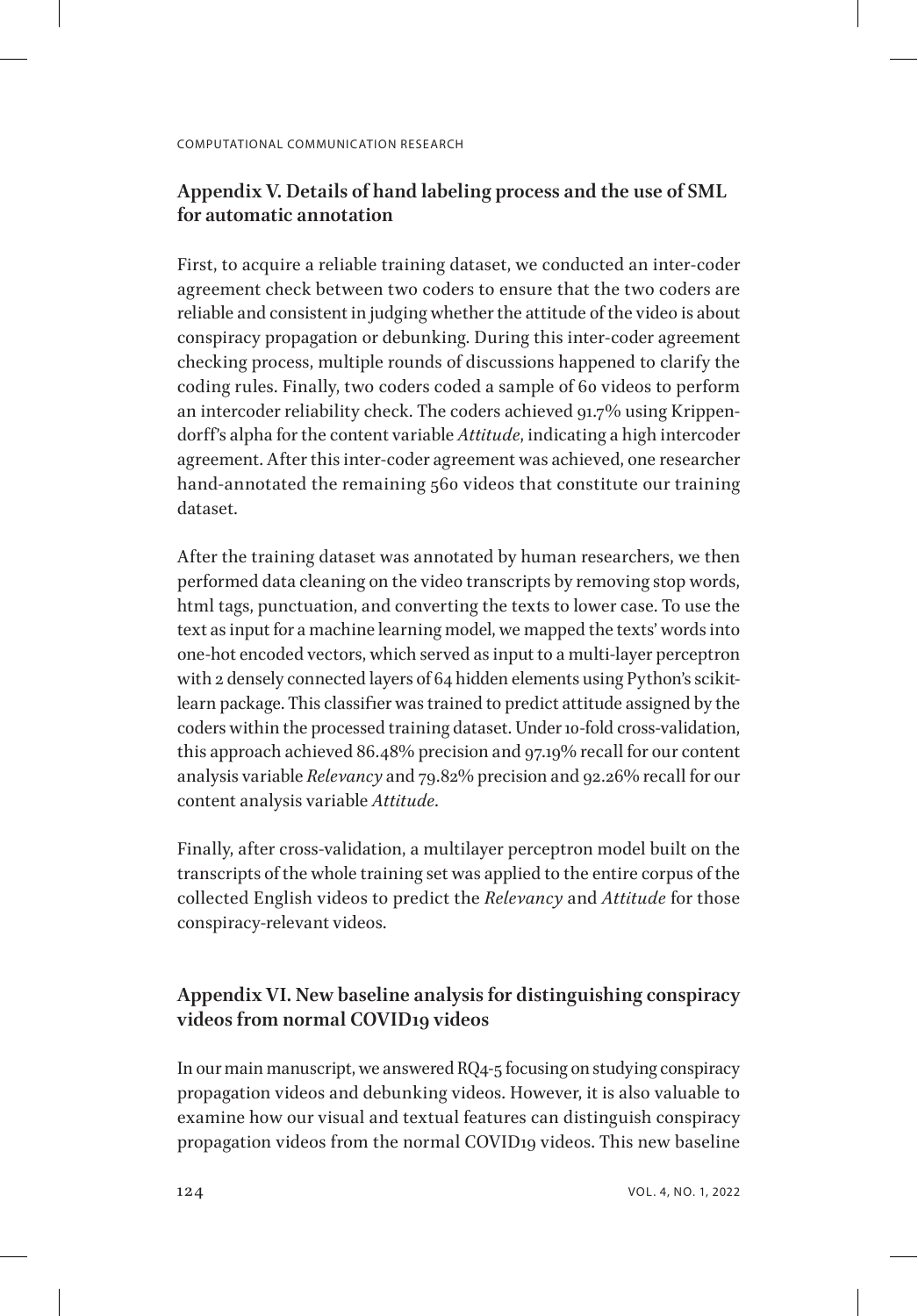## Appendix V. Details of hand labeling process and the use of SML for automatic annotation

First, to acquire a reliable training dataset, we conducted an inter-coder agreement check between two coders to ensure that the two coders are reliable and consistent in judging whether the attitude of the video is about conspiracy propagation or debunking. During this inter-coder agreement checking process, multiple rounds of discussions happened to clarify the coding rules. Finally, two coders coded a sample of 60 videos to perform an intercoder reliability check. The coders achieved 91.7% using Krippendorff's alpha for the content variable *Attitude*, indicating a high intercoder agreement. After this inter-coder agreement was achieved, one researcher hand-annotated the remaining 560 videos that constitute our training dataset.

After the training dataset was annotated by human researchers, we then performed data cleaning on the video transcripts by removing stop words, html tags, punctuation, and converting the texts to lower case. To use the text as input for a machine learning model, we mapped the texts' words into one-hot encoded vectors, which served as input to a multi-layer perceptron with 2 densely connected layers of 64 hidden elements using Python's scikit-learn package. This classifier was trained to predict attitude assigned by the coders within the processed training dataset. Under 10-fold cross-validation, this approach achieved 86.48% precision and 97.19% recall for our content analysis variable *Relevancy* and 79.82% precision and 92.26% recall for our content analysis variable *Attitude*.

Finally, after cross-validation, a multilayer perceptron model built on the transcripts of the whole training set was applied to the entire corpus of the collected English videos to predict the *Relevancy* and *Attitude* for those conspiracy-relevant videos.

## Appendix VI. New baseline analysis for distinguishing conspiracy videos from normal COVID19 videos

In our main manuscript, we answered RQ4-5 focusing on studying conspiracy propagation videos and debunking videos. However, it is also valuable to examine how our visual and textual features can distinguish conspiracy propagation videos from the normal COVID19 videos. This new baseline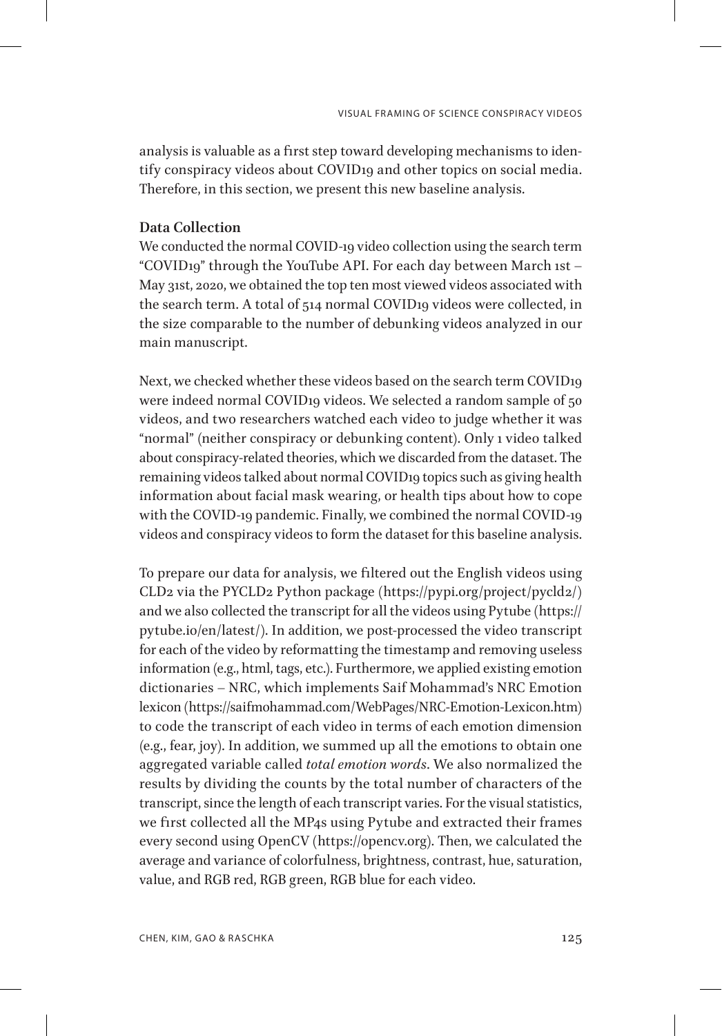analysis is valuable as a first step toward developing mechanisms to identify conspiracy videos about COVID19 and other topics on social media. Therefore, in this section, we present this new baseline analysis.

**Data Collection**

We conducted the normal COVID-19 video collection using the search term "COVID19" through the YouTube API. For each day between March 1st – May 31st, 2020, we obtained the top ten most viewed videos associated with the search term. A total of 514 normal COVID19 videos were collected, in the size comparable to the number of debunking videos analyzed in our main manuscript.

Next, we checked whether these videos based on the search term COVID19 were indeed normal COVID19 videos. We selected a random sample of 50 videos, and two researchers watched each video to judge whether it was "normal" (neither conspiracy or debunking content). Only 1 video talked about conspiracy-related theories, which we discarded from the dataset. The remaining videos talked about normal COVID19 topics such as giving health information about facial mask wearing, or health tips about how to cope with the COVID-19 pandemic. Finally, we combined the normal COVID-19 videos and conspiracy videos to form the dataset for this baseline analysis.

To prepare our data for analysis, we filtered out the English videos using CLD2 via the PYCLD2 Python package (https://pypi.org/project/pycld2/) and we also collected the transcript for all the videos using Pytube (https://pytube.io/en/latest/). In addition, we post-processed the video transcript for each of the video by reformatting the timestamp and removing useless information (e.g., html, tags, etc.). Furthermore, we applied existing emotion dictionaries – NRC, which implements Saif Mohammad's NRC Emotion lexicon (https://saifmohammad.com/WebPages/NRC-Emotion-Lexicon.htm) to code the transcript of each video in terms of each emotion dimension (e.g., fear, joy). In addition, we summed up all the emotions to obtain one aggregated variable called *total emotion words*. We also normalized the results by dividing the counts by the total number of characters of the transcript, since the length of each transcript varies. For the visual statistics, we first collected all the MP4s using Pytube and extracted their frames every second using OpenCV (https://opencv.org). Then, we calculated the average and variance of colorfulness, brightness, contrast, hue, saturation, value, and RGB red, RGB green, RGB blue for each video.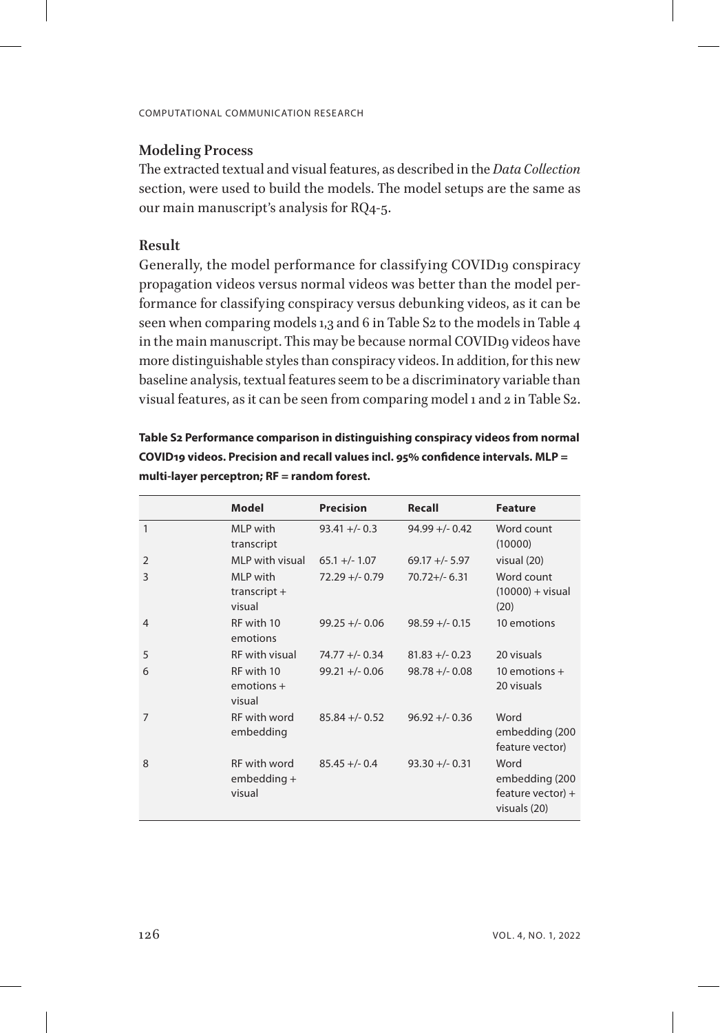### Modeling Process

The extracted textual and visual features, as described in the *Data Collection* section, were used to build the models. The model setups are the same as our main manuscript's analysis for RQ4-5.

### Result

Generally, the model performance for classifying COVID19 conspiracy propagation videos versus normal videos was better than the model performance for classifying conspiracy versus debunking videos, as it can be seen when comparing models 1,3 and 6 in Table S2 to the models in Table 4 in the main manuscript. This may be because normal COVID19 videos have more distinguishable styles than conspiracy videos. In addition, for this new baseline analysis, textual features seem to be a discriminatory variable than visual features, as it can be seen from comparing model 1 and 2 in Table S2.

**Table S2 Performance comparison in distinguishing conspiracy videos from normal COVID19 videos. Precision and recall values incl. 95% confidence intervals. MLP = multi-layer perceptron; RF = random forest.**

| | Model | Precision | Recall | Feature |
|---|---|---|---|---|
| 1 | MLP with transcript | 93.41 +/- 0.3 | 94.99 +/- 0.42 | Word count (10000) |
| 2 | MLP with visual | 65.1 +/- 1.07 | 69.17 +/- 5.97 | visual (20) |
| 3 | MLP with transcript + visual | 72.29 +/- 0.79 | 70.72+/- 6.31 | Word count (10000) + visual (20) |
| 4 | RF with 10 emotions | 99.25 +/- 0.06 | 98.59 +/- 0.15 | 10 emotions |
| 5 | RF with visual | 74.77 +/- 0.34 | 81.83 +/- 0.23 | 20 visuals |
| 6 | RF with 10 emotions + visual | 99.21 +/- 0.06 | 98.78 +/- 0.08 | 10 emotions + 20 visuals |
| 7 | RF with word embedding | 85.84 +/- 0.52 | 96.92 +/- 0.36 | Word embedding (200 feature vector) |
| 8 | RF with word embedding + visual | 85.45 +/- 0.4 | 93.30 +/- 0.31 | Word embedding (200 feature vector) + visuals (20) |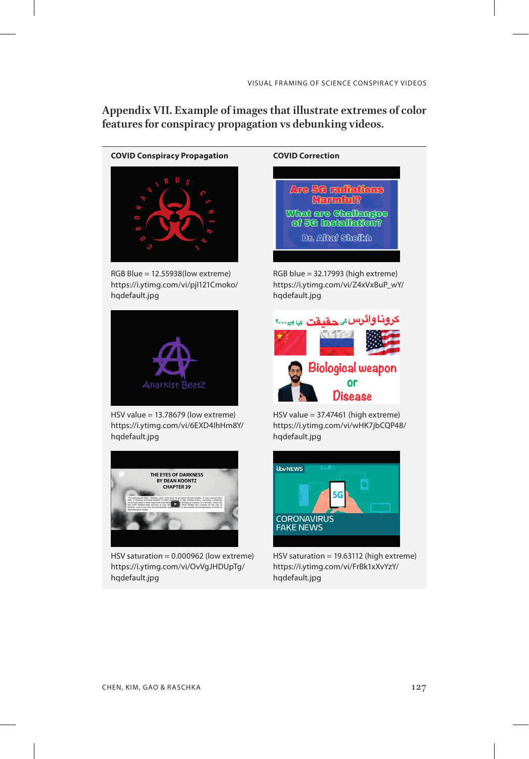## Appendix VII. Example of images that illustrate extremes of color features for conspiracy propagation vs debunking videos.

| COVID Conspiracy Propagation | COVID Correction |
|---|---|
| RGB Blue = 12.55938(low extreme) https://i.ytimg.com/vi/pjl121Cmoko/hqdefault.jpg | RGB blue = 32.17993 (high extreme) https://i.ytimg.com/vi/Z4xVxBuP_wY/hqdefault.jpg |
| HSV value = 13.78679 (low extreme) https://i.ytimg.com/vi/6EXD4lhHm8Y/hqdefault.jpg | HSV value = 37.47461 (high extreme) https://i.ytimg.com/vi/wHK7jbCQP48/hqdefault.jpg |
| HSV saturation = 0.000962 (low extreme) https://i.ytimg.com/vi/OvVgJHDUpTg/hqdefault.jpg | HSV saturation = 19.63112 (high extreme) https://i.ytimg.com/vi/FrBk1xXvYzY/hqdefault.jpg |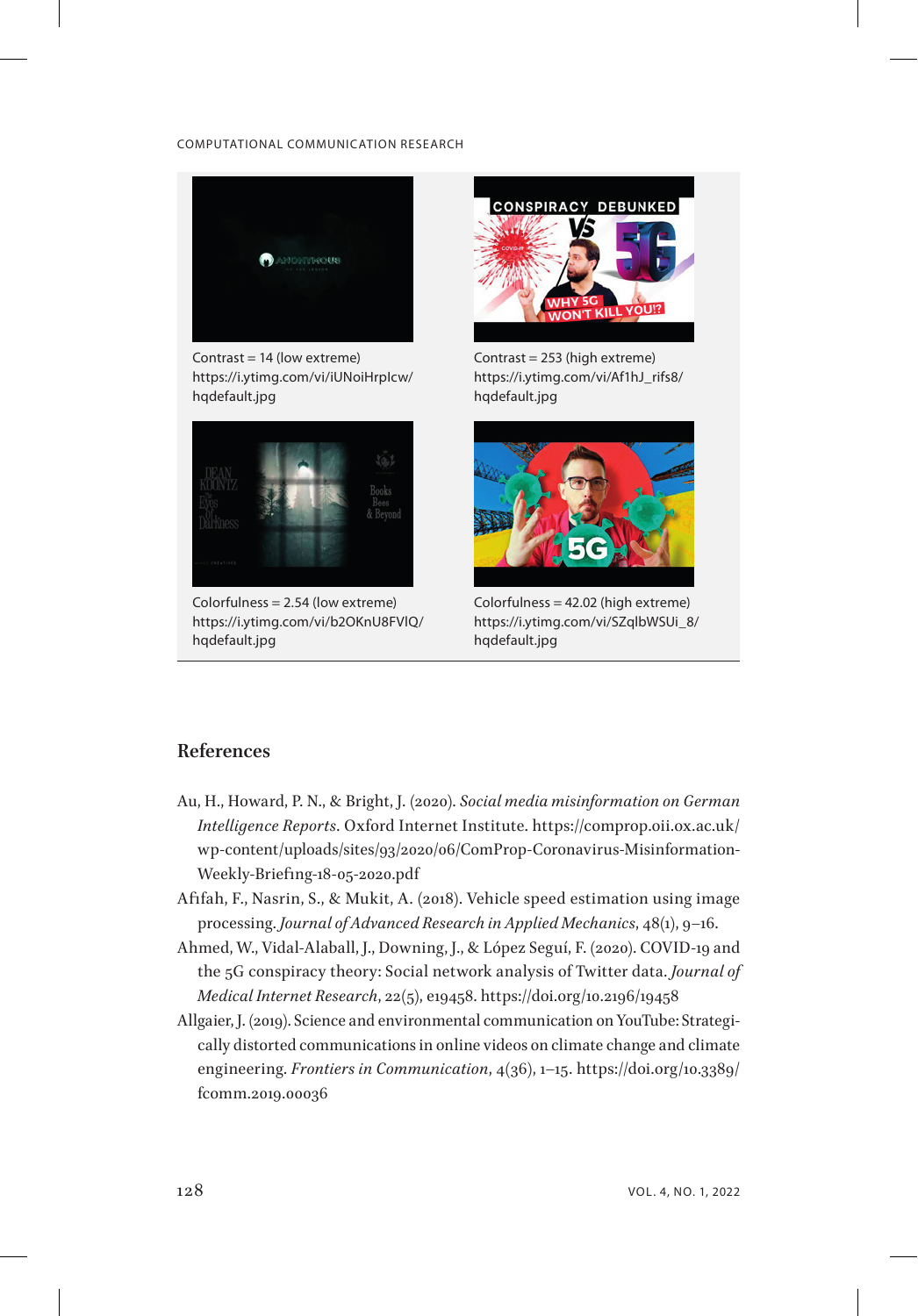Contrast = 14 (low extreme)
https://i.ytimg.com/vi/iUNoiHrpIcw/hqdefault.jpg

Contrast = 253 (high extreme)
https://i.ytimg.com/vi/Af1hJ_rifs8/hqdefault.jpg

Colorfulness = 2.54 (low extreme)
https://i.ytimg.com/vi/b2OKnU8FVIQ/hqdefault.jpg

Colorfulness = 42.02 (high extreme)
https://i.ytimg.com/vi/SZqlbWSUi_8/hqdefault.jpg

## References

Au, H., Howard, P. N., & Bright, J. (2020). *Social media misinformation on German Intelligence Reports*. Oxford Internet Institute. https://comprop.oii.ox.ac.uk/wp-content/uploads/sites/93/2020/06/ComProp-Coronavirus-Misinformation-Weekly-Briefing-18-05-2020.pdf

Afifah, F., Nasrin, S., & Mukit, A. (2018). Vehicle speed estimation using image processing. *Journal of Advanced Research in Applied Mechanics*, 48(1), 9–16.

Ahmed, W., Vidal-Alaball, J., Downing, J., & López Seguí, F. (2020). COVID-19 and the 5G conspiracy theory: Social network analysis of Twitter data. *Journal of Medical Internet Research*, 22(5), e19458. https://doi.org/10.2196/19458

Allgaier, J. (2019). Science and environmental communication on YouTube: Strategically distorted communications in online videos on climate change and climate engineering. *Frontiers in Communication*, 4(36), 1–15. https://doi.org/10.3389/fcomm.2019.00036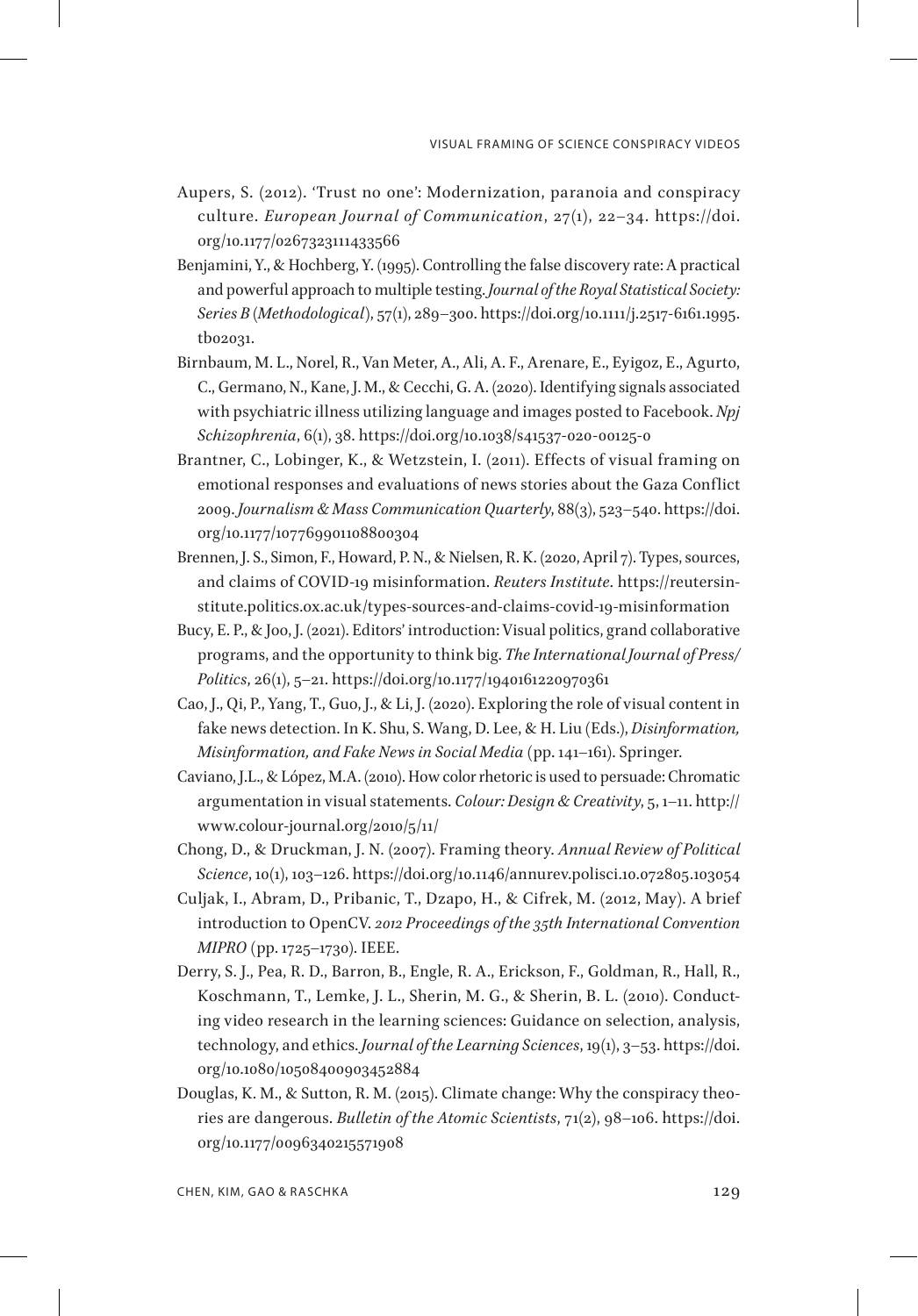Aupers, S. (2012). 'Trust no one': Modernization, paranoia and conspiracy culture. *European Journal of Communication*, 27(1), 22–34. https://doi.org/10.1177/0267323111433566

Benjamini, Y., & Hochberg, Y. (1995). Controlling the false discovery rate: A practical and powerful approach to multiple testing. *Journal of the Royal Statistical Society: Series B (Methodological)*, 57(1), 289–300. https://doi.org/10.1111/j.2517-6161.1995.tb02031.

Birnbaum, M. L., Norel, R., Van Meter, A., Ali, A. F., Arenare, E., Eyigoz, E., Agurto, C., Germano, N., Kane, J. M., & Cecchi, G. A. (2020). Identifying signals associated with psychiatric illness utilizing language and images posted to Facebook. *Npj Schizophrenia*, 6(1), 38. https://doi.org/10.1038/s41537-020-00125-0

Brantner, C., Lobinger, K., & Wetzstein, I. (2011). Effects of visual framing on emotional responses and evaluations of news stories about the Gaza Conflict 2009. *Journalism & Mass Communication Quarterly*, 88(3), 523–540. https://doi.org/10.1177/107769901108800304

Brennen, J. S., Simon, F., Howard, P. N., & Nielsen, R. K. (2020, April 7). Types, sources, and claims of COVID-19 misinformation. *Reuters Institute*. https://reutersinstitute.politics.ox.ac.uk/types-sources-and-claims-covid-19-misinformation

Bucy, E. P., & Joo, J. (2021). Editors' introduction: Visual politics, grand collaborative programs, and the opportunity to think big. *The International Journal of Press/Politics*, 26(1), 5–21. https://doi.org/10.1177/1940161220970361

Cao, J., Qi, P., Yang, T., Guo, J., & Li, J. (2020). Exploring the role of visual content in fake news detection. In K. Shu, S. Wang, D. Lee, & H. Liu (Eds.), *Disinformation, Misinformation, and Fake News in Social Media* (pp. 141–161). Springer.

Caviano, J.L., & López, M.A. (2010). How color rhetoric is used to persuade: Chromatic argumentation in visual statements. *Colour: Design & Creativity*, 5, 1–11. http://www.colour-journal.org/2010/5/11/

Chong, D., & Druckman, J. N. (2007). Framing theory. *Annual Review of Political Science*, 10(1), 103–126. https://doi.org/10.1146/annurev.polisci.10.072805.103054

Culjak, I., Abram, D., Pribanic, T., Dzapo, H., & Cifrek, M. (2012, May). A brief introduction to OpenCV. *2012 Proceedings of the 35th International Convention MIPRO* (pp. 1725–1730). IEEE.

Derry, S. J., Pea, R. D., Barron, B., Engle, R. A., Erickson, F., Goldman, R., Hall, R., Koschmann, T., Lemke, J. L., Sherin, M. G., & Sherin, B. L. (2010). Conducting video research in the learning sciences: Guidance on selection, analysis, technology, and ethics. *Journal of the Learning Sciences*, 19(1), 3–53. https://doi.org/10.1080/10508400903452884

Douglas, K. M., & Sutton, R. M. (2015). Climate change: Why the conspiracy theories are dangerous. *Bulletin of the Atomic Scientists*, 71(2), 98–106. https://doi.org/10.1177/0096340215571908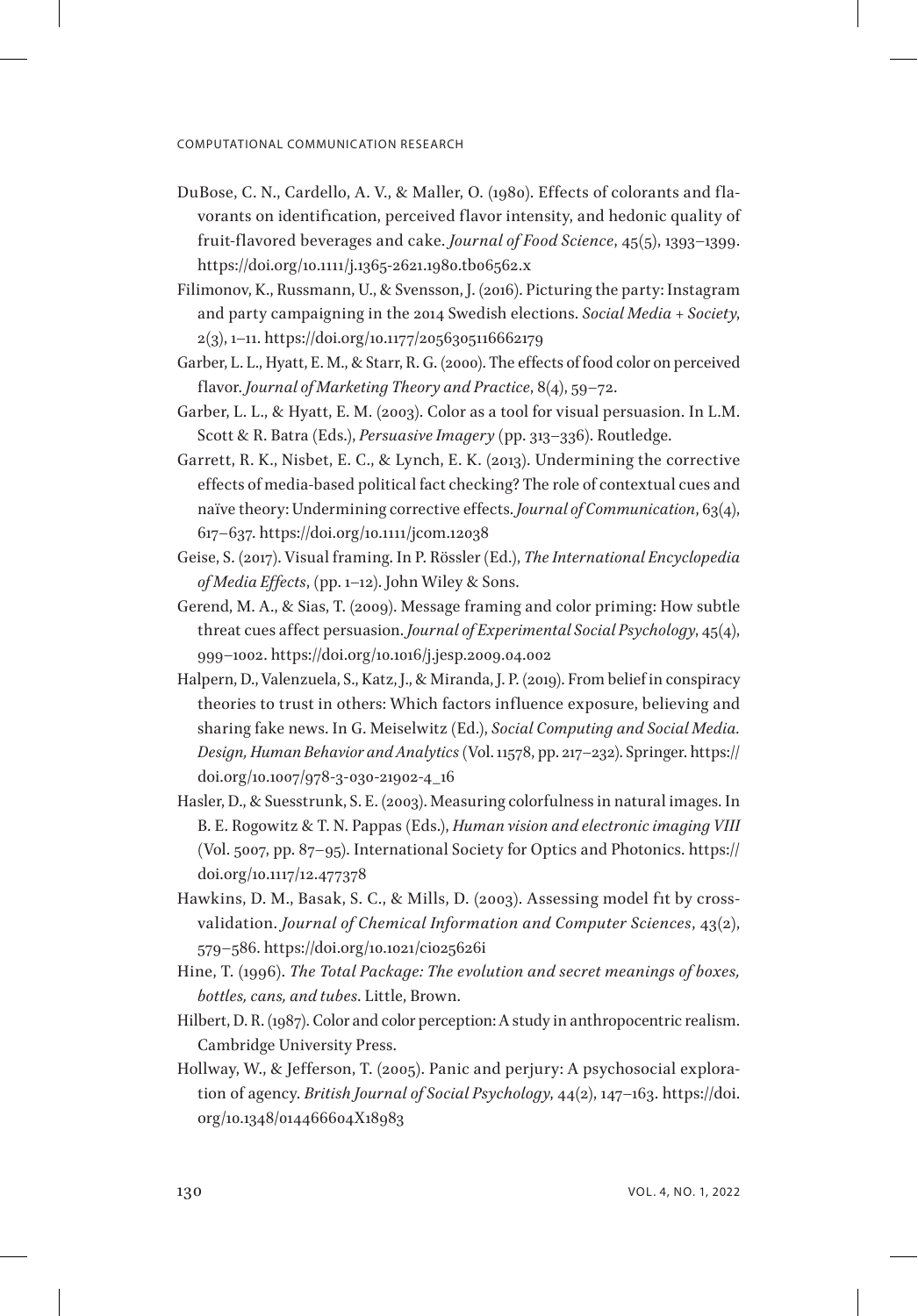DuBose, C. N., Cardello, A. V., & Maller, O. (1980). Effects of colorants and flavorants on identification, perceived flavor intensity, and hedonic quality of fruit-flavored beverages and cake. *Journal of Food Science*, 45(5), 1393–1399. https://doi.org/10.1111/j.1365-2621.1980.tb06562.x

Filimonov, K., Russmann, U., & Svensson, J. (2016). Picturing the party: Instagram and party campaigning in the 2014 Swedish elections. *Social Media + Society*, 2(3), 1–11. https://doi.org/10.1177/2056305116662179

Garber, L. L., Hyatt, E. M., & Starr, R. G. (2000). The effects of food color on perceived flavor. *Journal of Marketing Theory and Practice*, 8(4), 59–72.

Garber, L. L., & Hyatt, E. M. (2003). Color as a tool for visual persuasion. In L.M. Scott & R. Batra (Eds.), *Persuasive Imagery* (pp. 313–336). Routledge.

Garrett, R. K., Nisbet, E. C., & Lynch, E. K. (2013). Undermining the corrective effects of media-based political fact checking? The role of contextual cues and naïve theory: Undermining corrective effects. *Journal of Communication*, 63(4), 617–637. https://doi.org/10.1111/jcom.12038

Geise, S. (2017). Visual framing. In P. Rössler (Ed.), *The International Encyclopedia of Media Effects*, (pp. 1–12). John Wiley & Sons.

Gerend, M. A., & Sias, T. (2009). Message framing and color priming: How subtle threat cues affect persuasion. *Journal of Experimental Social Psychology*, 45(4), 999–1002. https://doi.org/10.1016/j.jesp.2009.04.002

Halpern, D., Valenzuela, S., Katz, J., & Miranda, J. P. (2019). From belief in conspiracy theories to trust in others: Which factors influence exposure, believing and sharing fake news. In G. Meiselwitz (Ed.), *Social Computing and Social Media. Design, Human Behavior and Analytics* (Vol. 11578, pp. 217–232). Springer. https://doi.org/10.1007/978-3-030-21902-4_16

Hasler, D., & Suesstrunk, S. E. (2003). Measuring colorfulness in natural images. In B. E. Rogowitz & T. N. Pappas (Eds.), *Human vision and electronic imaging VIII* (Vol. 5007, pp. 87–95). International Society for Optics and Photonics. https://doi.org/10.1117/12.477378

Hawkins, D. M., Basak, S. C., & Mills, D. (2003). Assessing model fit by cross-validation. *Journal of Chemical Information and Computer Sciences*, 43(2), 579–586. https://doi.org/10.1021/ci025626i

Hine, T. (1996). *The Total Package: The evolution and secret meanings of boxes, bottles, cans, and tubes*. Little, Brown.

Hilbert, D. R. (1987). Color and color perception: A study in anthropocentric realism. Cambridge University Press.

Hollway, W., & Jefferson, T. (2005). Panic and perjury: A psychosocial exploration of agency. *British Journal of Social Psychology*, 44(2), 147–163. https://doi.org/10.1348/014466604X18983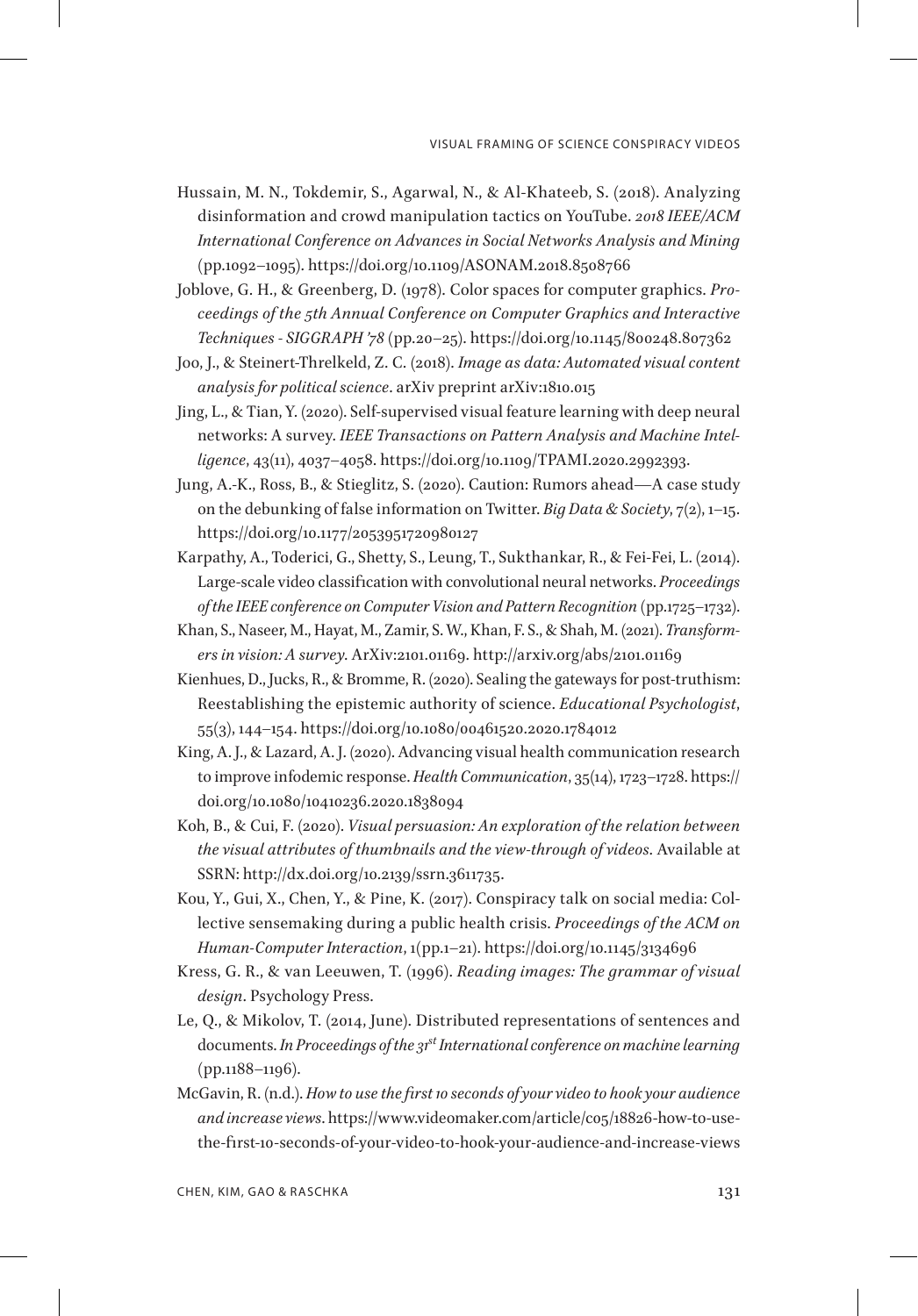Hussain, M. N., Tokdemir, S., Agarwal, N., & Al-Khateeb, S. (2018). Analyzing disinformation and crowd manipulation tactics on YouTube. *2018 IEEE/ACM International Conference on Advances in Social Networks Analysis and Mining* (pp.1092–1095). https://doi.org/10.1109/ASONAM.2018.8508766

Joblove, G. H., & Greenberg, D. (1978). Color spaces for computer graphics. *Proceedings of the 5th Annual Conference on Computer Graphics and Interactive Techniques - SIGGRAPH '78* (pp.20–25). https://doi.org/10.1145/800248.807362

Joo, J., & Steinert-Threlkeld, Z. C. (2018). *Image as data: Automated visual content analysis for political science*. arXiv preprint arXiv:1810.015

Jing, L., & Tian, Y. (2020). Self-supervised visual feature learning with deep neural networks: A survey. *IEEE Transactions on Pattern Analysis and Machine Intelligence*, 43(11), 4037–4058. https://doi.org/10.1109/TPAMI.2020.2992393.

Jung, A.-K., Ross, B., & Stieglitz, S. (2020). Caution: Rumors ahead—A case study on the debunking of false information on Twitter. *Big Data & Society*, 7(2), 1–15. https://doi.org/10.1177/2053951720980127

Karpathy, A., Toderici, G., Shetty, S., Leung, T., Sukthankar, R., & Fei-Fei, L. (2014). Large-scale video classification with convolutional neural networks. *Proceedings of the IEEE conference on Computer Vision and Pattern Recognition* (pp.1725–1732).

Khan, S., Naseer, M., Hayat, M., Zamir, S. W., Khan, F. S., & Shah, M. (2021). *Transformers in vision: A survey*. ArXiv:2101.01169. http://arxiv.org/abs/2101.01169

Kienhues, D., Jucks, R., & Bromme, R. (2020). Sealing the gateways for post-truthism: Reestablishing the epistemic authority of science. *Educational Psychologist*, 55(3), 144–154. https://doi.org/10.1080/00461520.2020.1784012

King, A. J., & Lazard, A. J. (2020). Advancing visual health communication research to improve infodemic response. *Health Communication*, 35(14), 1723–1728. https://doi.org/10.1080/10410236.2020.1838094

Koh, B., & Cui, F. (2020). *Visual persuasion: An exploration of the relation between the visual attributes of thumbnails and the view-through of videos*. Available at SSRN: http://dx.doi.org/10.2139/ssrn.3611735.

Kou, Y., Gui, X., Chen, Y., & Pine, K. (2017). Conspiracy talk on social media: Collective sensemaking during a public health crisis. *Proceedings of the ACM on Human-Computer Interaction*, 1(pp.1–21). https://doi.org/10.1145/3134696

Kress, G. R., & van Leeuwen, T. (1996). *Reading images: The grammar of visual design*. Psychology Press.

Le, Q., & Mikolov, T. (2014, June). Distributed representations of sentences and documents. *In Proceedings of the 31st International conference on machine learning* (pp.1188–1196).

McGavin, R. (n.d.). *How to use the first 10 seconds of your video to hook your audience and increase views*. https://www.videomaker.com/article/c05/18826-how-to-use-the-first-10-seconds-of-your-video-to-hook-your-audience-and-increase-views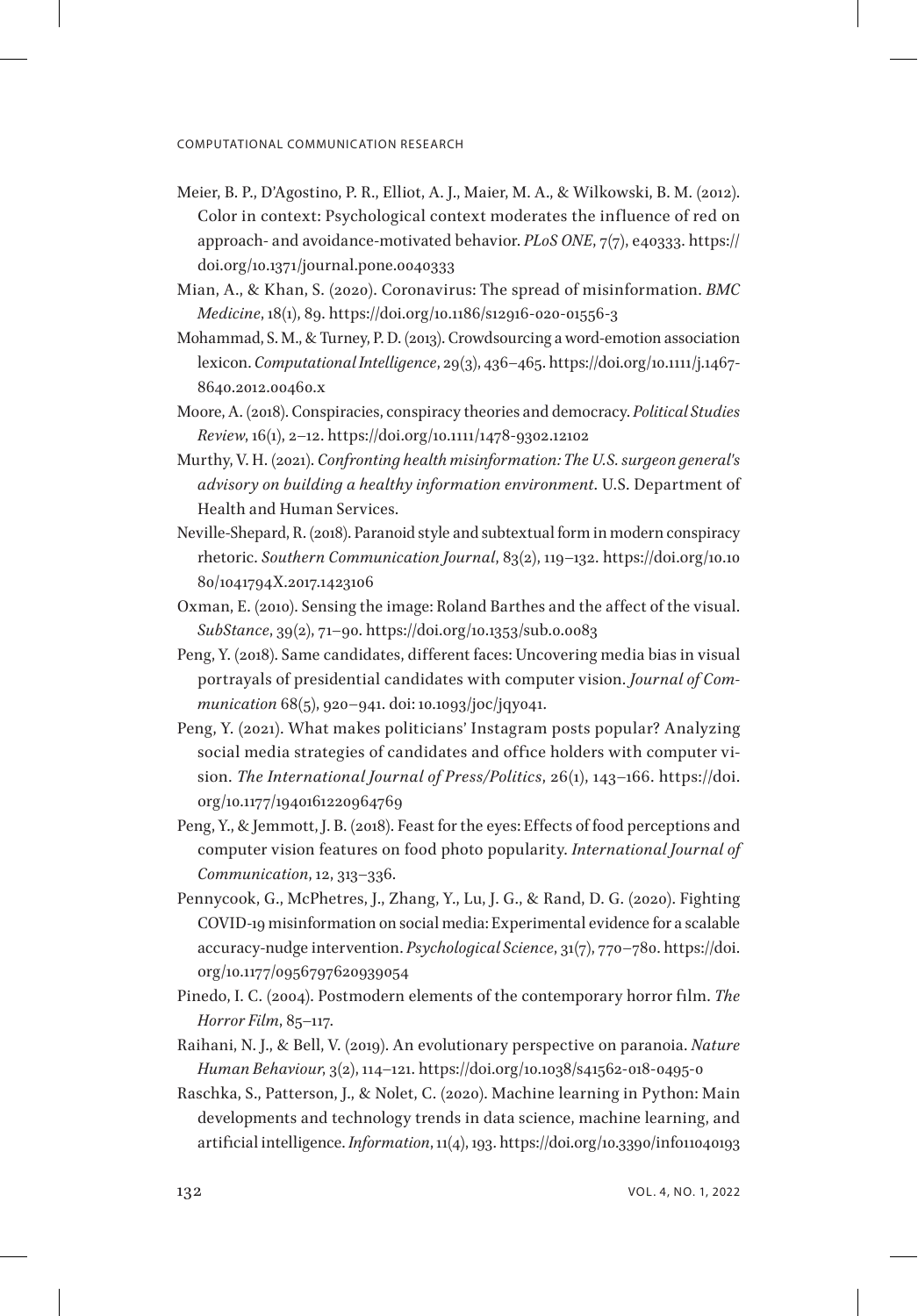Meier, B. P., D'Agostino, P. R., Elliot, A. J., Maier, M. A., & Wilkowski, B. M. (2012). Color in context: Psychological context moderates the influence of red on approach- and avoidance-motivated behavior. *PLoS ONE*, 7(7), e40333. https://doi.org/10.1371/journal.pone.0040333

Mian, A., & Khan, S. (2020). Coronavirus: The spread of misinformation. *BMC Medicine*, 18(1), 89. https://doi.org/10.1186/s12916-020-01556-3

Mohammad, S. M., & Turney, P. D. (2013). Crowdsourcing a word-emotion association lexicon. *Computational Intelligence*, 29(3), 436–465. https://doi.org/10.1111/j.1467-8640.2012.00460.x

Moore, A. (2018). Conspiracies, conspiracy theories and democracy. *Political Studies Review*, 16(1), 2–12. https://doi.org/10.1111/1478-9302.12102

Murthy, V. H. (2021). *Confronting health misinformation: The U.S. surgeon general's advisory on building a healthy information environment*. U.S. Department of Health and Human Services.

Neville-Shepard, R. (2018). Paranoid style and subtextual form in modern conspiracy rhetoric. *Southern Communication Journal*, 83(2), 119–132. https://doi.org/10.1080/1041794X.2017.1423106

Oxman, E. (2010). Sensing the image: Roland Barthes and the affect of the visual. *SubStance*, 39(2), 71–90. https://doi.org/10.1353/sub.0.0083

Peng, Y. (2018). Same candidates, different faces: Uncovering media bias in visual portrayals of presidential candidates with computer vision. *Journal of Communication* 68(5), 920–941. doi: 10.1093/joc/jqy041.

Peng, Y. (2021). What makes politicians' Instagram posts popular? Analyzing social media strategies of candidates and office holders with computer vision. *The International Journal of Press/Politics*, 26(1), 143–166. https://doi.org/10.1177/1940161220964769

Peng, Y., & Jemmott, J. B. (2018). Feast for the eyes: Effects of food perceptions and computer vision features on food photo popularity. *International Journal of Communication*, 12, 313–336.

Pennycook, G., McPhetres, J., Zhang, Y., Lu, J. G., & Rand, D. G. (2020). Fighting COVID-19 misinformation on social media: Experimental evidence for a scalable accuracy-nudge intervention. *Psychological Science*, 31(7), 770–780. https://doi.org/10.1177/0956797620939054

Pinedo, I. C. (2004). Postmodern elements of the contemporary horror film. *The Horror Film*, 85–117.

Raihani, N. J., & Bell, V. (2019). An evolutionary perspective on paranoia. *Nature Human Behaviour*, 3(2), 114–121. https://doi.org/10.1038/s41562-018-0495-0

Raschka, S., Patterson, J., & Nolet, C. (2020). Machine learning in Python: Main developments and technology trends in data science, machine learning, and artificial intelligence. *Information*, 11(4), 193. https://doi.org/10.3390/info11040193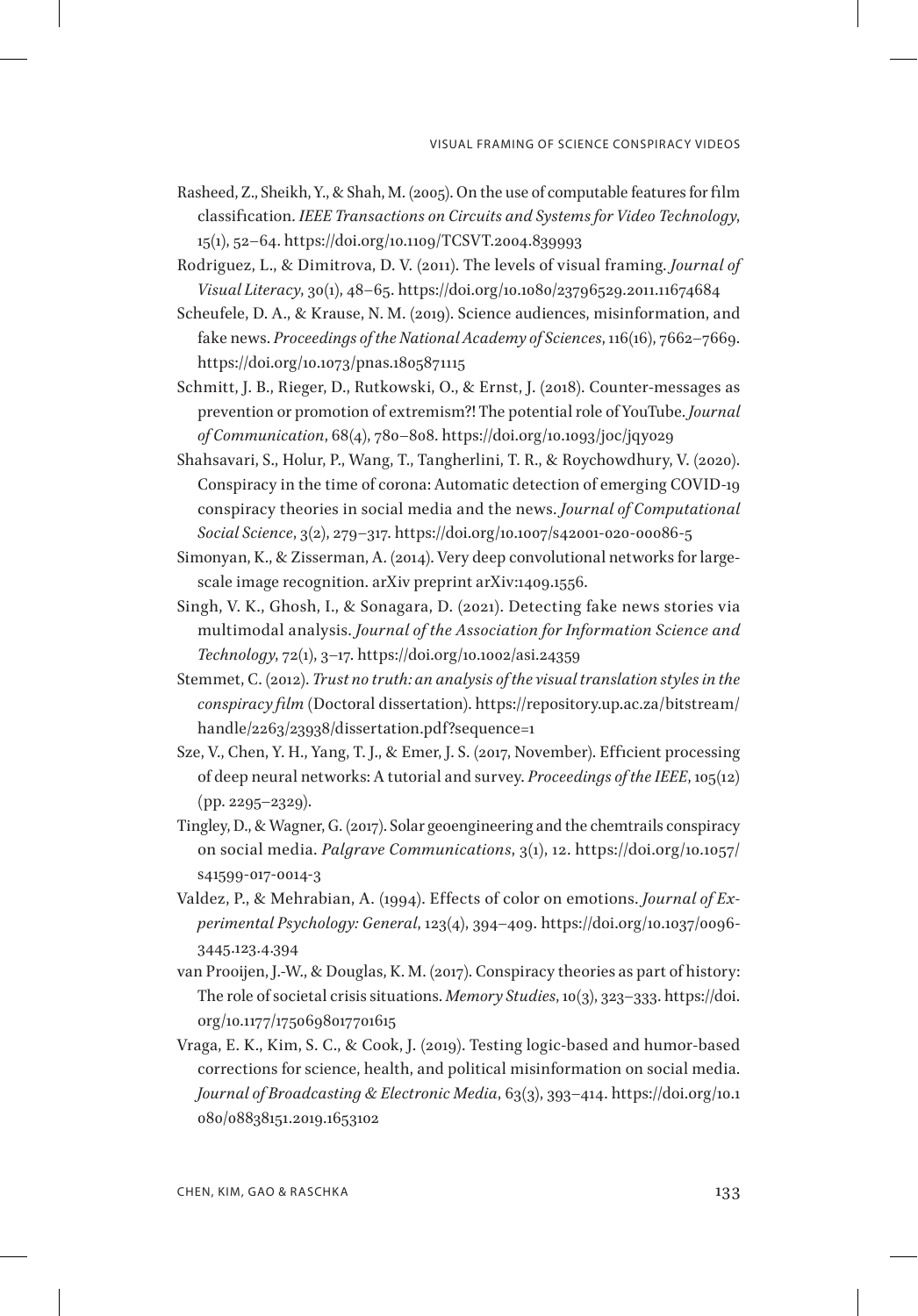Rasheed, Z., Sheikh, Y., & Shah, M. (2005). On the use of computable features for film classification. *IEEE Transactions on Circuits and Systems for Video Technology*, 15(1), 52–64. https://doi.org/10.1109/TCSVT.2004.839993

Rodriguez, L., & Dimitrova, D. V. (2011). The levels of visual framing. *Journal of Visual Literacy*, 30(1), 48–65. https://doi.org/10.1080/23796529.2011.11674684

Scheufele, D. A., & Krause, N. M. (2019). Science audiences, misinformation, and fake news. *Proceedings of the National Academy of Sciences*, 116(16), 7662–7669. https://doi.org/10.1073/pnas.1805871115

Schmitt, J. B., Rieger, D., Rutkowski, O., & Ernst, J. (2018). Counter-messages as prevention or promotion of extremism?! The potential role of YouTube. *Journal of Communication*, 68(4), 780–808. https://doi.org/10.1093/joc/jqy029

Shahsavari, S., Holur, P., Wang, T., Tangherlini, T. R., & Roychowdhury, V. (2020). Conspiracy in the time of corona: Automatic detection of emerging COVID-19 conspiracy theories in social media and the news. *Journal of Computational Social Science*, 3(2), 279–317. https://doi.org/10.1007/s42001-020-00086-5

Simonyan, K., & Zisserman, A. (2014). Very deep convolutional networks for large-scale image recognition. arXiv preprint arXiv:1409.1556.

Singh, V. K., Ghosh, I., & Sonagara, D. (2021). Detecting fake news stories via multimodal analysis. *Journal of the Association for Information Science and Technology*, 72(1), 3–17. https://doi.org/10.1002/asi.24359

Stemmet, C. (2012). *Trust no truth: an analysis of the visual translation styles in the conspiracy film* (Doctoral dissertation). https://repository.up.ac.za/bitstream/handle/2263/23938/dissertation.pdf?sequence=1

Sze, V., Chen, Y. H., Yang, T. J., & Emer, J. S. (2017, November). Efficient processing of deep neural networks: A tutorial and survey. *Proceedings of the IEEE*, 105(12) (pp. 2295–2329).

Tingley, D., & Wagner, G. (2017). Solar geoengineering and the chemtrails conspiracy on social media. *Palgrave Communications*, 3(1), 12. https://doi.org/10.1057/s41599-017-0014-3

Valdez, P., & Mehrabian, A. (1994). Effects of color on emotions. *Journal of Experimental Psychology: General*, 123(4), 394–409. https://doi.org/10.1037/0096-3445.123.4.394

van Prooijen, J.-W., & Douglas, K. M. (2017). Conspiracy theories as part of history: The role of societal crisis situations. *Memory Studies*, 10(3), 323–333. https://doi.org/10.1177/1750698017701615

Vraga, E. K., Kim, S. C., & Cook, J. (2019). Testing logic-based and humor-based corrections for science, health, and political misinformation on social media. *Journal of Broadcasting & Electronic Media*, 63(3), 393–414. https://doi.org/10.1080/08838151.2019.1653102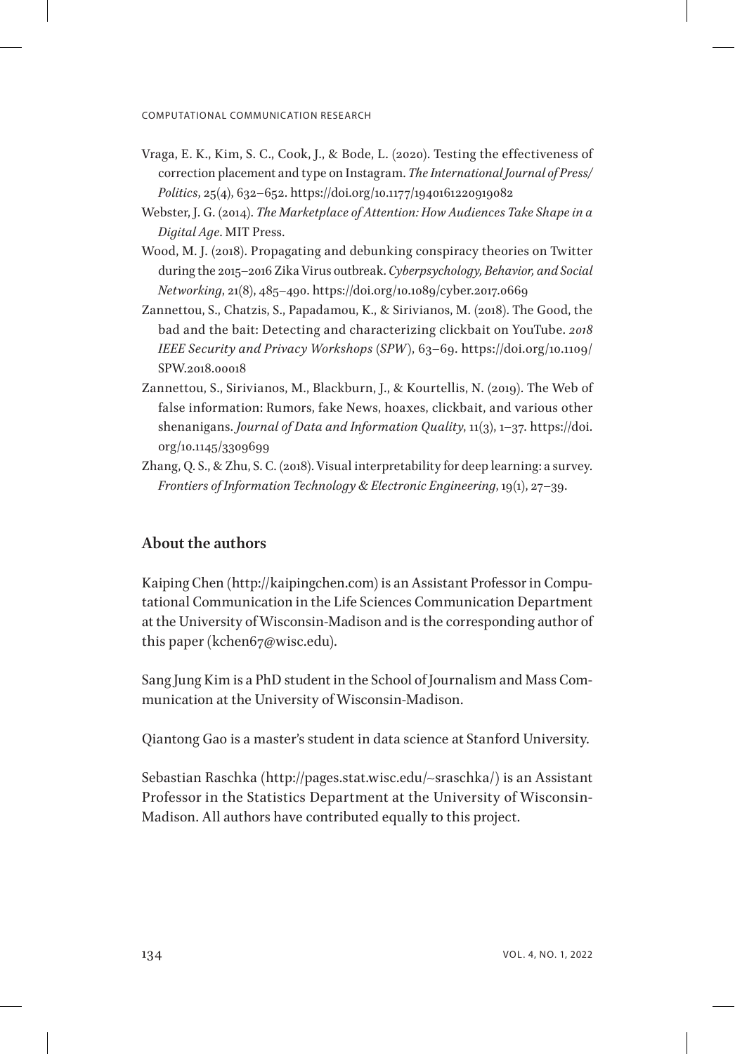Vraga, E. K., Kim, S. C., Cook, J., & Bode, L. (2020). Testing the effectiveness of correction placement and type on Instagram. *The International Journal of Press/Politics*, 25(4), 632–652. https://doi.org/10.1177/1940161220919082

Webster, J. G. (2014). *The Marketplace of Attention: How Audiences Take Shape in a Digital Age*. MIT Press.

Wood, M. J. (2018). Propagating and debunking conspiracy theories on Twitter during the 2015–2016 Zika Virus outbreak. *Cyberpsychology, Behavior, and Social Networking*, 21(8), 485–490. https://doi.org/10.1089/cyber.2017.0669

Zannettou, S., Chatzis, S., Papadamou, K., & Sirivianos, M. (2018). The Good, the bad and the bait: Detecting and characterizing clickbait on YouTube. *2018 IEEE Security and Privacy Workshops (SPW)*, 63–69. https://doi.org/10.1109/SPW.2018.00018

Zannettou, S., Sirivianos, M., Blackburn, J., & Kourtellis, N. (2019). The Web of false information: Rumors, fake News, hoaxes, clickbait, and various other shenanigans. *Journal of Data and Information Quality*, 11(3), 1–37. https://doi.org/10.1145/3309699

Zhang, Q. S., & Zhu, S. C. (2018). Visual interpretability for deep learning: a survey. *Frontiers of Information Technology & Electronic Engineering*, 19(1), 27–39.

## About the authors

Kaiping Chen (http://kaipingchen.com) is an Assistant Professor in Computational Communication in the Life Sciences Communication Department at the University of Wisconsin-Madison and is the corresponding author of this paper (kchen67@wisc.edu).

Sang Jung Kim is a PhD student in the School of Journalism and Mass Communication at the University of Wisconsin-Madison.

Qiantong Gao is a master's student in data science at Stanford University.

Sebastian Raschka (http://pages.stat.wisc.edu/~sraschka/) is an Assistant Professor in the Statistics Department at the University of Wisconsin-Madison. All authors have contributed equally to this project.